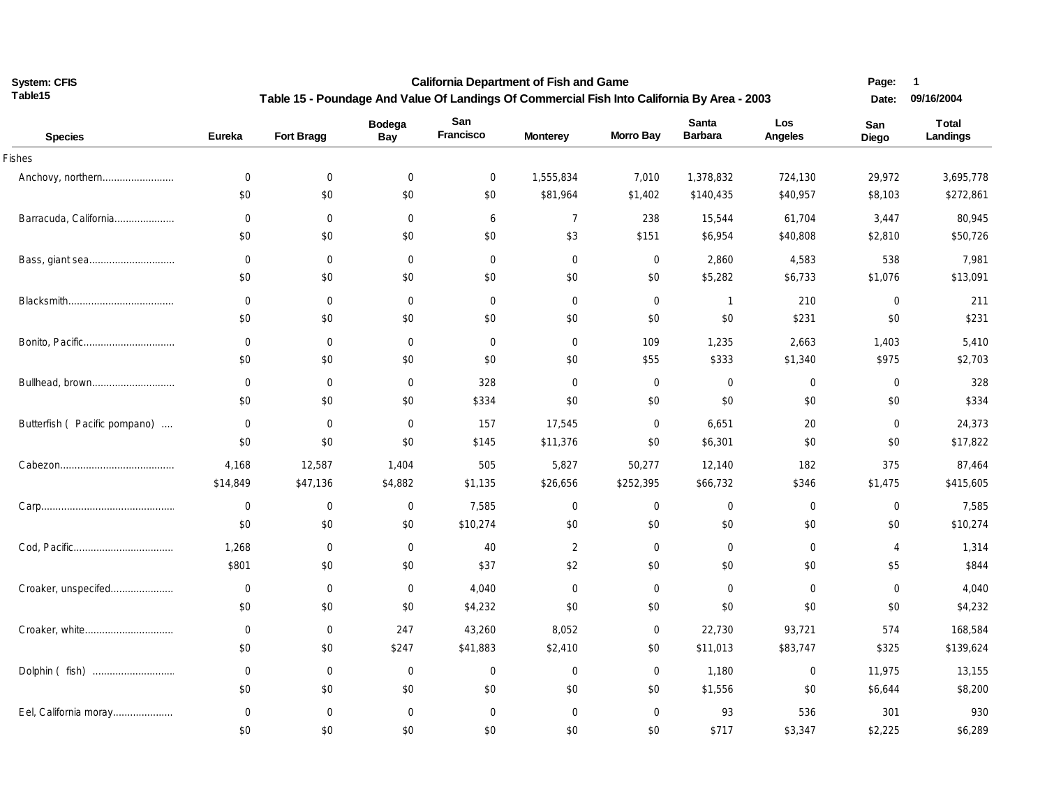System: CFIS
Table15

# California Department of Fish and Game

## Table 15 - Poundage And Value Of Landings Of Commercial Fish Into California By Area - 2003

Date: 09/16/2004

| Species | Eureka | Fort Bragg | Bodega Bay | San Francisco | Monterey | Morro Bay | Santa Barbara | Los Angeles | San Diego | Total Landings |
|---|---|---|---|---|---|---|---|---|---|---|
| Fishes | | | | | | | | | | |
| Anchovy, northern | 0 | 0 | 0 | 0 | 1,555,834 | 7,010 | 1,378,832 | 724,130 | 29,972 | 3,695,778 |
| | $0 | $0 | $0 | $0 | $81,964 | $1,402 | $140,435 | $40,957 | $8,103 | $272,861 |
| Barracuda, California | 0 | 0 | 0 | 6 | 7 | 238 | 15,544 | 61,704 | 3,447 | 80,945 |
| | $0 | $0 | $0 | $0 | $3 | $151 | $6,954 | $40,808 | $2,810 | $50,726 |
| Bass, giant sea | 0 | 0 | 0 | 0 | 0 | 0 | 2,860 | 4,583 | 538 | 7,981 |
| | $0 | $0 | $0 | $0 | $0 | $0 | $5,282 | $6,733 | $1,076 | $13,091 |
| Blacksmith | 0 | 0 | 0 | 0 | 0 | 0 | 1 | 210 | 0 | 211 |
| | $0 | $0 | $0 | $0 | $0 | $0 | $0 | $231 | $0 | $231 |
| Bonito, Pacific | 0 | 0 | 0 | 0 | 0 | 109 | 1,235 | 2,663 | 1,403 | 5,410 |
| | $0 | $0 | $0 | $0 | $0 | $55 | $333 | $1,340 | $975 | $2,703 |
| Bullhead, brown | 0 | 0 | 0 | 328 | 0 | 0 | 0 | 0 | 0 | 328 |
| | $0 | $0 | $0 | $334 | $0 | $0 | $0 | $0 | $0 | $334 |
| Butterfish ( Pacific pompano) | 0 | 0 | 0 | 157 | 17,545 | 0 | 6,651 | 20 | 0 | 24,373 |
| | $0 | $0 | $0 | $145 | $11,376 | $0 | $6,301 | $0 | $0 | $17,822 |
| Cabezon | 4,168 | 12,587 | 1,404 | 505 | 5,827 | 50,277 | 12,140 | 182 | 375 | 87,464 |
| | $14,849 | $47,136 | $4,882 | $1,135 | $26,656 | $252,395 | $66,732 | $346 | $1,475 | $415,605 |
| Carp | 0 | 0 | 0 | 7,585 | 0 | 0 | 0 | 0 | 0 | 7,585 |
| | $0 | $0 | $0 | $10,274 | $0 | $0 | $0 | $0 | $0 | $10,274 |
| Cod, Pacific | 1,268 | 0 | 0 | 40 | 2 | 0 | 0 | 0 | 4 | 1,314 |
| | $801 | $0 | $0 | $37 | $2 | $0 | $0 | $0 | $5 | $844 |
| Croaker, unspecifed | 0 | 0 | 0 | 4,040 | 0 | 0 | 0 | 0 | 0 | 4,040 |
| | $0 | $0 | $0 | $4,232 | $0 | $0 | $0 | $0 | $0 | $4,232 |
| Croaker, white | 0 | 0 | 247 | 43,260 | 8,052 | 0 | 22,730 | 93,721 | 574 | 168,584 |
| | $0 | $0 | $247 | $41,883 | $2,410 | $0 | $11,013 | $83,747 | $325 | $139,624 |
| Dolphin ( fish) | 0 | 0 | 0 | 0 | 0 | 0 | 1,180 | 0 | 11,975 | 13,155 |
| | $0 | $0 | $0 | $0 | $0 | $0 | $1,556 | $0 | $6,644 | $8,200 |
| Eel, California moray | 0 | 0 | 0 | 0 | 0 | 0 | 93 | 536 | 301 | 930 |
| | $0 | $0 | $0 | $0 | $0 | $0 | $717 | $3,347 | $2,225 | $6,289 |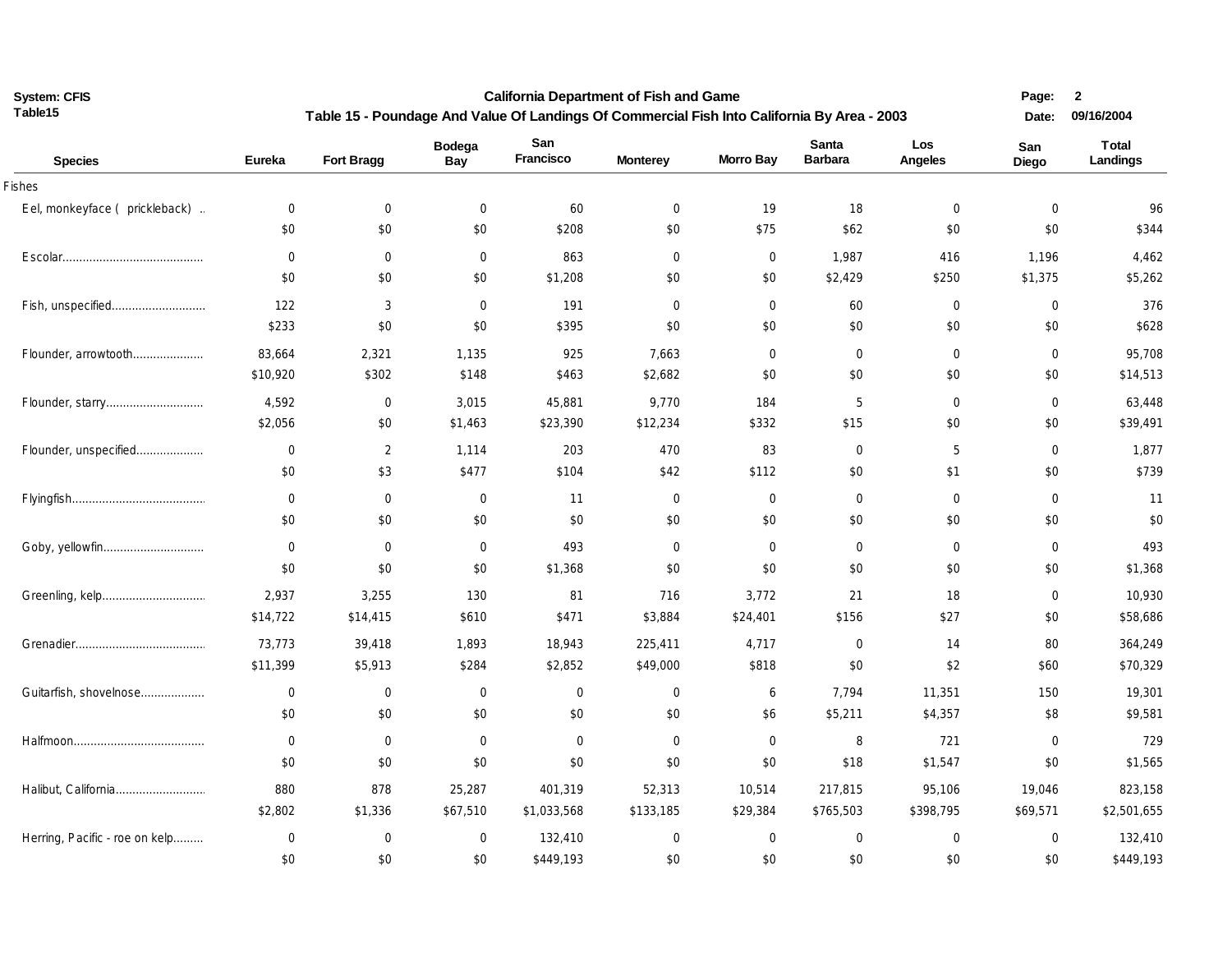California Department of Fish and Game

## Table 15 - Poundage And Value Of Landings Of Commercial Fish Into California By Area - 2003

| Species | Eureka | Fort Bragg | Bodega Bay | San Francisco | Monterey | Morro Bay | Santa Barbara | Los Angeles | San Diego | Total Landings |
|---|---|---|---|---|---|---|---|---|---|---|
| **Fishes** | | | | | | | | | | |
| Eel, monkeyface ( prickleback) | 0 | 0 | 0 | 60 | 0 | 19 | 18 | 0 | 0 | 96 |
| | $0 | $0 | $0 | $208 | $0 | $75 | $62 | $0 | $0 | $344 |
| Escolar | 0 | 0 | 0 | 863 | 0 | 0 | 1,987 | 416 | 1,196 | 4,462 |
| | $0 | $0 | $0 | $1,208 | $0 | $0 | $2,429 | $250 | $1,375 | $5,262 |
| Fish, unspecified | 122 | 3 | 0 | 191 | 0 | 0 | 60 | 0 | 0 | 376 |
| | $233 | $0 | $0 | $395 | $0 | $0 | $0 | $0 | $0 | $628 |
| Flounder, arrowtooth | 83,664 | 2,321 | 1,135 | 925 | 7,663 | 0 | 0 | 0 | 0 | 95,708 |
| | $10,920 | $302 | $148 | $463 | $2,682 | $0 | $0 | $0 | $0 | $14,513 |
| Flounder, starry | 4,592 | 0 | 3,015 | 45,881 | 9,770 | 184 | 5 | 0 | 0 | 63,448 |
| | $2,056 | $0 | $1,463 | $23,390 | $12,234 | $332 | $15 | $0 | $0 | $39,491 |
| Flounder, unspecified | 0 | 2 | 1,114 | 203 | 470 | 83 | 0 | 5 | 0 | 1,877 |
| | $0 | $3 | $477 | $104 | $42 | $112 | $0 | $1 | $0 | $739 |
| Flyingfish | 0 | 0 | 0 | 11 | 0 | 0 | 0 | 0 | 0 | 11 |
| | $0 | $0 | $0 | $0 | $0 | $0 | $0 | $0 | $0 | $0 |
| Goby, yellowfin | 0 | 0 | 0 | 493 | 0 | 0 | 0 | 0 | 0 | 493 |
| | $0 | $0 | $0 | $1,368 | $0 | $0 | $0 | $0 | $0 | $1,368 |
| Greenling, kelp | 2,937 | 3,255 | 130 | 81 | 716 | 3,772 | 21 | 18 | 0 | 10,930 |
| | $14,722 | $14,415 | $610 | $471 | $3,884 | $24,401 | $156 | $27 | $0 | $58,686 |
| Grenadier | 73,773 | 39,418 | 1,893 | 18,943 | 225,411 | 4,717 | 0 | 14 | 80 | 364,249 |
| | $11,399 | $5,913 | $284 | $2,852 | $49,000 | $818 | $0 | $2 | $60 | $70,329 |
| Guitarfish, shovelnose | 0 | 0 | 0 | 0 | 0 | 6 | 7,794 | 11,351 | 150 | 19,301 |
| | $0 | $0 | $0 | $0 | $0 | $6 | $5,211 | $4,357 | $8 | $9,581 |
| Halfmoon | 0 | 0 | 0 | 0 | 0 | 0 | 8 | 721 | 0 | 729 |
| | $0 | $0 | $0 | $0 | $0 | $0 | $18 | $1,547 | $0 | $1,565 |
| Halibut, California | 880 | 878 | 25,287 | 401,319 | 52,313 | 10,514 | 217,815 | 95,106 | 19,046 | 823,158 |
| | $2,802 | $1,336 | $67,510 | $1,033,568 | $133,185 | $29,384 | $765,503 | $398,795 | $69,571 | $2,501,655 |
| Herring, Pacific - roe on kelp | 0 | 0 | 0 | 132,410 | 0 | 0 | 0 | 0 | 0 | 132,410 |
| | $0 | $0 | $0 | $449,193 | $0 | $0 | $0 | $0 | $0 | $449,193 |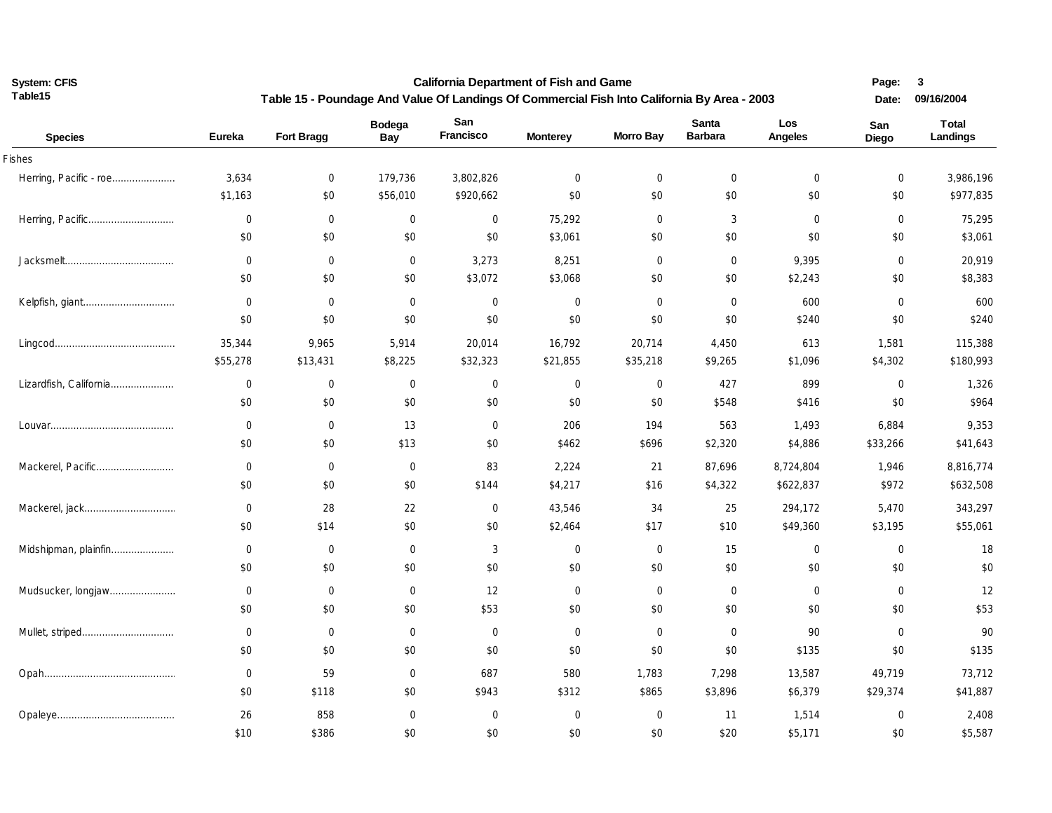# California Department of Fish and Game

## Table 15 - Poundage And Value Of Landings Of Commercial Fish Into California By Area - 2003

| Species | Eureka | Fort Bragg | Bodega Bay | San Francisco | Monterey | Morro Bay | Santa Barbara | Los Angeles | San Diego | Total Landings |
|---|---|---|---|---|---|---|---|---|---|---|
| **Fishes** | | | | | | | | | | |
| Herring, Pacific - roe | 3,634 | 0 | 179,736 | 3,802,826 | 0 | 0 | 0 | 0 | 0 | 3,986,196 |
| | $1,163 | $0 | $56,010 | $920,662 | $0 | $0 | $0 | $0 | $0 | $977,835 |
| Herring, Pacific | 0 | 0 | 0 | 0 | 75,292 | 0 | 3 | 0 | 0 | 75,295 |
| | $0 | $0 | $0 | $0 | $3,061 | $0 | $0 | $0 | $0 | $3,061 |
| Jacksmelt | 0 | 0 | 0 | 3,273 | 8,251 | 0 | 0 | 9,395 | 0 | 20,919 |
| | $0 | $0 | $0 | $3,072 | $3,068 | $0 | $0 | $2,243 | $0 | $8,383 |
| Kelpfish, giant | 0 | 0 | 0 | 0 | 0 | 0 | 0 | 600 | 0 | 600 |
| | $0 | $0 | $0 | $0 | $0 | $0 | $0 | $240 | $0 | $240 |
| Lingcod | 35,344 | 9,965 | 5,914 | 20,014 | 16,792 | 20,714 | 4,450 | 613 | 1,581 | 115,388 |
| | $55,278 | $13,431 | $8,225 | $32,323 | $21,855 | $35,218 | $9,265 | $1,096 | $4,302 | $180,993 |
| Lizardfish, California | 0 | 0 | 0 | 0 | 0 | 0 | 427 | 899 | 0 | 1,326 |
| | $0 | $0 | $0 | $0 | $0 | $0 | $548 | $416 | $0 | $964 |
| Louvar | 0 | 0 | 13 | 0 | 206 | 194 | 563 | 1,493 | 6,884 | 9,353 |
| | $0 | $0 | $13 | $0 | $462 | $696 | $2,320 | $4,886 | $33,266 | $41,643 |
| Mackerel, Pacific | 0 | 0 | 0 | 83 | 2,224 | 21 | 87,696 | 8,724,804 | 1,946 | 8,816,774 |
| | $0 | $0 | $0 | $144 | $4,217 | $16 | $4,322 | $622,837 | $972 | $632,508 |
| Mackerel, jack | 0 | 28 | 22 | 0 | 43,546 | 34 | 25 | 294,172 | 5,470 | 343,297 |
| | $0 | $14 | $0 | $0 | $2,464 | $17 | $10 | $49,360 | $3,195 | $55,061 |
| Midshipman, plainfin | 0 | 0 | 0 | 3 | 0 | 0 | 15 | 0 | 0 | 18 |
| | $0 | $0 | $0 | $0 | $0 | $0 | $0 | $0 | $0 | $0 |
| Mudsucker, longjaw | 0 | 0 | 0 | 12 | 0 | 0 | 0 | 0 | 0 | 12 |
| | $0 | $0 | $0 | $53 | $0 | $0 | $0 | $0 | $0 | $53 |
| Mullet, striped | 0 | 0 | 0 | 0 | 0 | 0 | 0 | 90 | 0 | 90 |
| | $0 | $0 | $0 | $0 | $0 | $0 | $0 | $135 | $0 | $135 |
| Opah | 0 | 59 | 0 | 687 | 580 | 1,783 | 7,298 | 13,587 | 49,719 | 73,712 |
| | $0 | $118 | $0 | $943 | $312 | $865 | $3,896 | $6,379 | $29,374 | $41,887 |
| Opaleye | 26 | 858 | 0 | 0 | 0 | 0 | 11 | 1,514 | 0 | 2,408 |
| | $10 | $386 | $0 | $0 | $0 | $0 | $20 | $5,171 | $0 | $5,587 |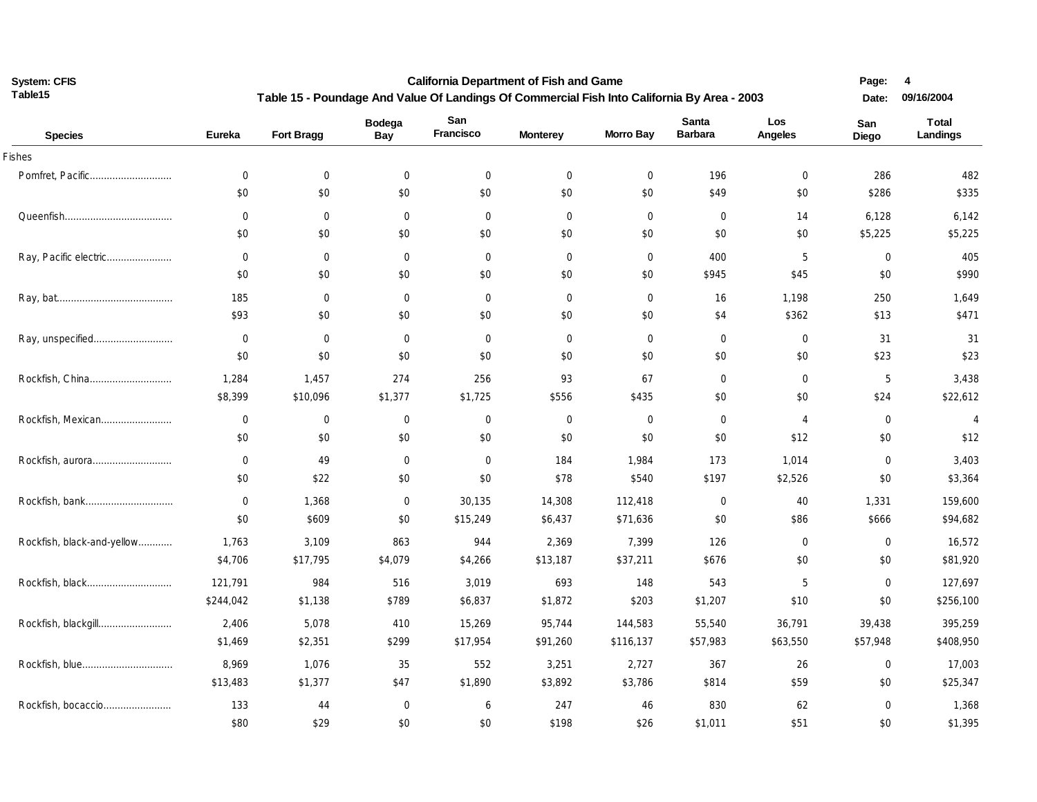**System: CFIS**
**Table15**

## California Department of Fish and Game

### Table 15 - Poundage And Value Of Landings Of Commercial Fish Into California By Area - 2003

Date: 09/16/2004

| Species | Eureka | Fort Bragg | Bodega Bay | San Francisco | Monterey | Morro Bay | Santa Barbara | Los Angeles | San Diego | Total Landings |
|---|---|---|---|---|---|---|---|---|---|---|
| **Fishes** | | | | | | | | | | |
| Pomfret, Pacific | 0 | 0 | 0 | 0 | 0 | 0 | 196 | 0 | 286 | 482 |
| | $0 | $0 | $0 | $0 | $0 | $0 | $49 | $0 | $286 | $335 |
| Queenfish | 0 | 0 | 0 | 0 | 0 | 0 | 0 | 14 | 6,128 | 6,142 |
| | $0 | $0 | $0 | $0 | $0 | $0 | $0 | $0 | $5,225 | $5,225 |
| Ray, Pacific electric | 0 | 0 | 0 | 0 | 0 | 0 | 400 | 5 | 0 | 405 |
| | $0 | $0 | $0 | $0 | $0 | $0 | $945 | $45 | $0 | $990 |
| Ray, bat | 185 | 0 | 0 | 0 | 0 | 0 | 16 | 1,198 | 250 | 1,649 |
| | $93 | $0 | $0 | $0 | $0 | $0 | $4 | $362 | $13 | $471 |
| Ray, unspecified | 0 | 0 | 0 | 0 | 0 | 0 | 0 | 0 | 31 | 31 |
| | $0 | $0 | $0 | $0 | $0 | $0 | $0 | $0 | $23 | $23 |
| Rockfish, China | 1,284 | 1,457 | 274 | 256 | 93 | 67 | 0 | 0 | 5 | 3,438 |
| | $8,399 | $10,096 | $1,377 | $1,725 | $556 | $435 | $0 | $0 | $24 | $22,612 |
| Rockfish, Mexican | 0 | 0 | 0 | 0 | 0 | 0 | 0 | 4 | 0 | 4 |
| | $0 | $0 | $0 | $0 | $0 | $0 | $0 | $12 | $0 | $12 |
| Rockfish, aurora | 0 | 49 | 0 | 0 | 184 | 1,984 | 173 | 1,014 | 0 | 3,403 |
| | $0 | $22 | $0 | $0 | $78 | $540 | $197 | $2,526 | $0 | $3,364 |
| Rockfish, bank | 0 | 1,368 | 0 | 30,135 | 14,308 | 112,418 | 0 | 40 | 1,331 | 159,600 |
| | $0 | $609 | $0 | $15,249 | $6,437 | $71,636 | $0 | $86 | $666 | $94,682 |
| Rockfish, black-and-yellow | 1,763 | 3,109 | 863 | 944 | 2,369 | 7,399 | 126 | 0 | 0 | 16,572 |
| | $4,706 | $17,795 | $4,079 | $4,266 | $13,187 | $37,211 | $676 | $0 | $0 | $81,920 |
| Rockfish, black | 121,791 | 984 | 516 | 3,019 | 693 | 148 | 543 | 5 | 0 | 127,697 |
| | $244,042 | $1,138 | $789 | $6,837 | $1,872 | $203 | $1,207 | $10 | $0 | $256,100 |
| Rockfish, blackgill | 2,406 | 5,078 | 410 | 15,269 | 95,744 | 144,583 | 55,540 | 36,791 | 39,438 | 395,259 |
| | $1,469 | $2,351 | $299 | $17,954 | $91,260 | $116,137 | $57,983 | $63,550 | $57,948 | $408,950 |
| Rockfish, blue | 8,969 | 1,076 | 35 | 552 | 3,251 | 2,727 | 367 | 26 | 0 | 17,003 |
| | $13,483 | $1,377 | $47 | $1,890 | $3,892 | $3,786 | $814 | $59 | $0 | $25,347 |
| Rockfish, bocaccio | 133 | 44 | 0 | 6 | 247 | 46 | 830 | 62 | 0 | 1,368 |
| | $80 | $29 | $0 | $0 | $198 | $26 | $1,011 | $51 | $0 | $1,395 |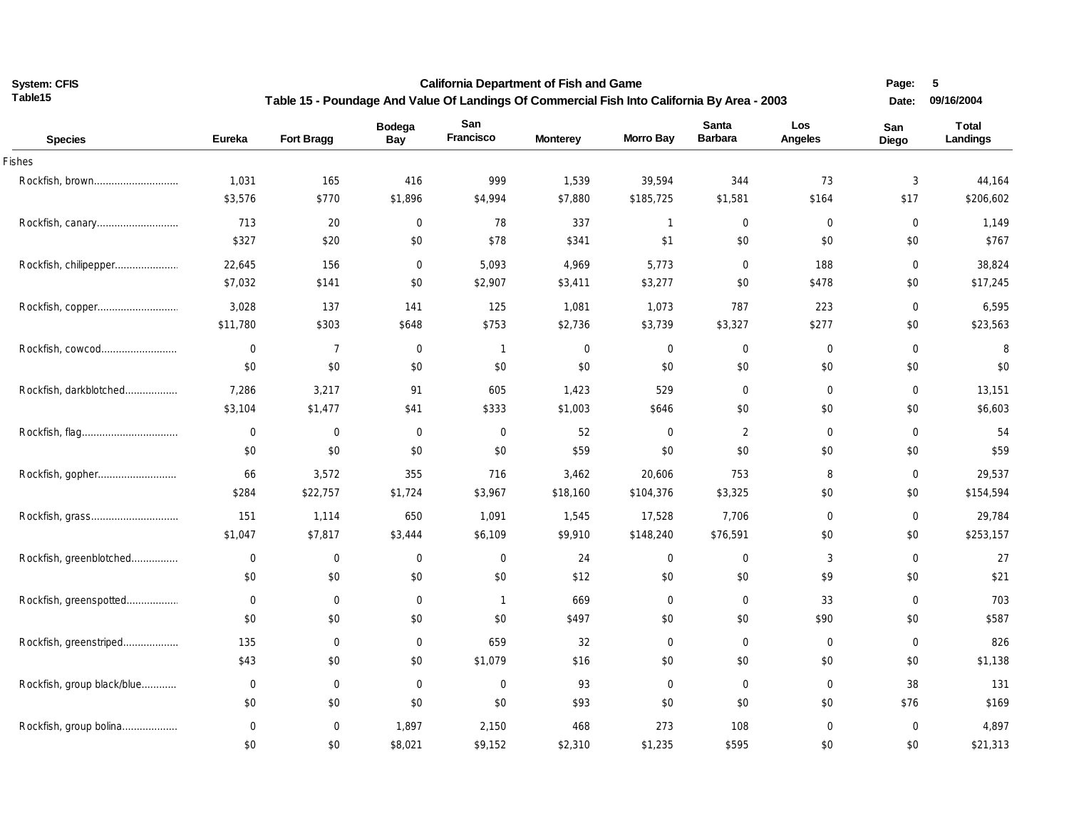# California Department of Fish and Game

## Table 15 - Poundage And Value Of Landings Of Commercial Fish Into California By Area - 2003

| Species | Eureka | Fort Bragg | Bodega Bay | San Francisco | Monterey | Morro Bay | Santa Barbara | Los Angeles | San Diego | Total Landings |
|---|---|---|---|---|---|---|---|---|---|---|
| **Fishes** | | | | | | | | | | |
| Rockfish, brown | 1,031 | 165 | 416 | 999 | 1,539 | 39,594 | 344 | 73 | 3 | 44,164 |
| | $3,576 | $770 | $1,896 | $4,994 | $7,880 | $185,725 | $1,581 | $164 | $17 | $206,602 |
| Rockfish, canary | 713 | 20 | 0 | 78 | 337 | 1 | 0 | 0 | 0 | 1,149 |
| | $327 | $20 | $0 | $78 | $341 | $1 | $0 | $0 | $0 | $767 |
| Rockfish, chilipepper | 22,645 | 156 | 0 | 5,093 | 4,969 | 5,773 | 0 | 188 | 0 | 38,824 |
| | $7,032 | $141 | $0 | $2,907 | $3,411 | $3,277 | $0 | $478 | $0 | $17,245 |
| Rockfish, copper | 3,028 | 137 | 141 | 125 | 1,081 | 1,073 | 787 | 223 | 0 | 6,595 |
| | $11,780 | $303 | $648 | $753 | $2,736 | $3,739 | $3,327 | $277 | $0 | $23,563 |
| Rockfish, cowcod | 0 | 7 | 0 | 1 | 0 | 0 | 0 | 0 | 0 | 8 |
| | $0 | $0 | $0 | $0 | $0 | $0 | $0 | $0 | $0 | $0 |
| Rockfish, darkblotched | 7,286 | 3,217 | 91 | 605 | 1,423 | 529 | 0 | 0 | 0 | 13,151 |
| | $3,104 | $1,477 | $41 | $333 | $1,003 | $646 | $0 | $0 | $0 | $6,603 |
| Rockfish, flag | 0 | 0 | 0 | 0 | 52 | 0 | 2 | 0 | 0 | 54 |
| | $0 | $0 | $0 | $0 | $59 | $0 | $0 | $0 | $0 | $59 |
| Rockfish, gopher | 66 | 3,572 | 355 | 716 | 3,462 | 20,606 | 753 | 8 | 0 | 29,537 |
| | $284 | $22,757 | $1,724 | $3,967 | $18,160 | $104,376 | $3,325 | $0 | $0 | $154,594 |
| Rockfish, grass | 151 | 1,114 | 650 | 1,091 | 1,545 | 17,528 | 7,706 | 0 | 0 | 29,784 |
| | $1,047 | $7,817 | $3,444 | $6,109 | $9,910 | $148,240 | $76,591 | $0 | $0 | $253,157 |
| Rockfish, greenblotched | 0 | 0 | 0 | 0 | 24 | 0 | 0 | 3 | 0 | 27 |
| | $0 | $0 | $0 | $0 | $12 | $0 | $0 | $9 | $0 | $21 |
| Rockfish, greenspotted | 0 | 0 | 0 | 1 | 669 | 0 | 0 | 33 | 0 | 703 |
| | $0 | $0 | $0 | $0 | $497 | $0 | $0 | $90 | $0 | $587 |
| Rockfish, greenstriped | 135 | 0 | 0 | 659 | 32 | 0 | 0 | 0 | 0 | 826 |
| | $43 | $0 | $0 | $1,079 | $16 | $0 | $0 | $0 | $0 | $1,138 |
| Rockfish, group black/blue | 0 | 0 | 0 | 0 | 93 | 0 | 0 | 0 | 38 | 131 |
| | $0 | $0 | $0 | $0 | $93 | $0 | $0 | $0 | $76 | $169 |
| Rockfish, group bolina | 0 | 0 | 1,897 | 2,150 | 468 | 273 | 108 | 0 | 0 | 4,897 |
| | $0 | $0 | $8,021 | $9,152 | $2,310 | $1,235 | $595 | $0 | $0 | $21,313 |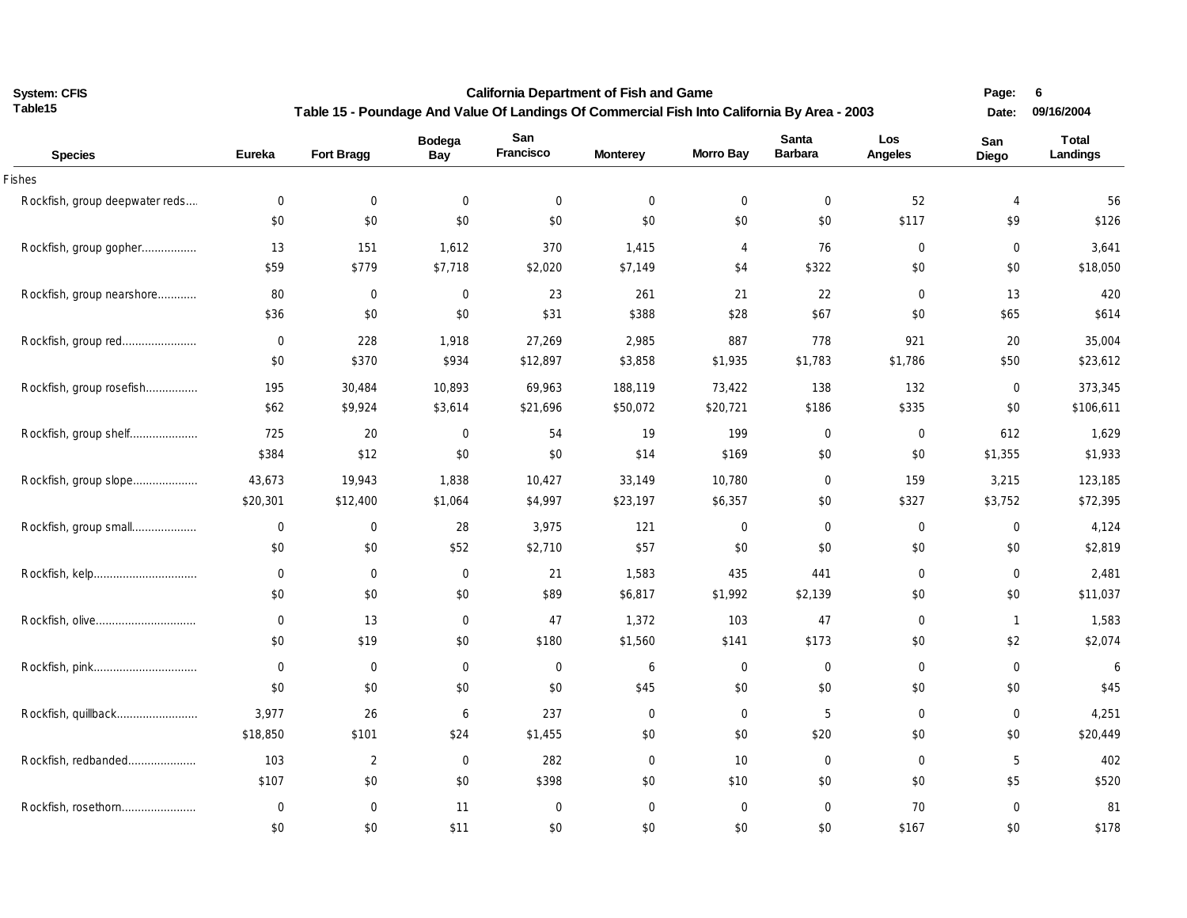**California Department of Fish and Game**

**Table 15 - Poundage And Value Of Landings Of Commercial Fish Into California By Area - 2003**

| Species | Eureka | Fort Bragg | Bodega Bay | San Francisco | Monterey | Morro Bay | Santa Barbara | Los Angeles | San Diego | Total Landings |
|---|---|---|---|---|---|---|---|---|---|---|
| Fishes | | | | | | | | | | |
| Rockfish, group deepwater reds.... | 0 | 0 | 0 | 0 | 0 | 0 | 0 | 52 | 4 | 56 |
| | $0 | $0 | $0 | $0 | $0 | $0 | $0 | $117 | $9 | $126 |
| Rockfish, group gopher................. | 13 | 151 | 1,612 | 370 | 1,415 | 4 | 76 | 0 | 0 | 3,641 |
| | $59 | $779 | $7,718 | $2,020 | $7,149 | $4 | $322 | $0 | $0 | $18,050 |
| Rockfish, group nearshore............ | 80 | 0 | 0 | 23 | 261 | 21 | 22 | 0 | 13 | 420 |
| | $36 | $0 | $0 | $31 | $388 | $28 | $67 | $0 | $65 | $614 |
| Rockfish, group red....................... | 0 | 228 | 1,918 | 27,269 | 2,985 | 887 | 778 | 921 | 20 | 35,004 |
| | $0 | $370 | $934 | $12,897 | $3,858 | $1,935 | $1,783 | $1,786 | $50 | $23,612 |
| Rockfish, group rosefish................ | 195 | 30,484 | 10,893 | 69,963 | 188,119 | 73,422 | 138 | 132 | 0 | 373,345 |
| | $62 | $9,924 | $3,614 | $21,696 | $50,072 | $20,721 | $186 | $335 | $0 | $106,611 |
| Rockfish, group shelf..................... | 725 | 20 | 0 | 54 | 19 | 199 | 0 | 0 | 612 | 1,629 |
| | $384 | $12 | $0 | $0 | $14 | $169 | $0 | $0 | $1,355 | $1,933 |
| Rockfish, group slope.................... | 43,673 | 19,943 | 1,838 | 10,427 | 33,149 | 10,780 | 0 | 159 | 3,215 | 123,185 |
| | $20,301 | $12,400 | $1,064 | $4,997 | $23,197 | $6,357 | $0 | $327 | $3,752 | $72,395 |
| Rockfish, group small.................... | 0 | 0 | 28 | 3,975 | 121 | 0 | 0 | 0 | 0 | 4,124 |
| | $0 | $0 | $52 | $2,710 | $57 | $0 | $0 | $0 | $0 | $2,819 |
| Rockfish, kelp................................ | 0 | 0 | 0 | 21 | 1,583 | 435 | 441 | 0 | 0 | 2,481 |
| | $0 | $0 | $0 | $89 | $6,817 | $1,992 | $2,139 | $0 | $0 | $11,037 |
| Rockfish, olive.............................. | 0 | 13 | 0 | 47 | 1,372 | 103 | 47 | 0 | 1 | 1,583 |
| | $0 | $19 | $0 | $180 | $1,560 | $141 | $173 | $0 | $2 | $2,074 |
| Rockfish, pink................................ | 0 | 0 | 0 | 0 | 6 | 0 | 0 | 0 | 0 | 6 |
| | $0 | $0 | $0 | $0 | $45 | $0 | $0 | $0 | $0 | $45 |
| Rockfish, quillback......................... | 3,977 | 26 | 6 | 237 | 0 | 0 | 5 | 0 | 0 | 4,251 |
| | $18,850 | $101 | $24 | $1,455 | $0 | $0 | $20 | $0 | $0 | $20,449 |
| Rockfish, redbanded..................... | 103 | 2 | 0 | 282 | 0 | 10 | 0 | 0 | 5 | 402 |
| | $107 | $0 | $0 | $398 | $0 | $10 | $0 | $0 | $5 | $520 |
| Rockfish, rosethorn....................... | 0 | 0 | 11 | 0 | 0 | 0 | 0 | 70 | 0 | 81 |
| | $0 | $0 | $11 | $0 | $0 | $0 | $0 | $167 | $0 | $178 |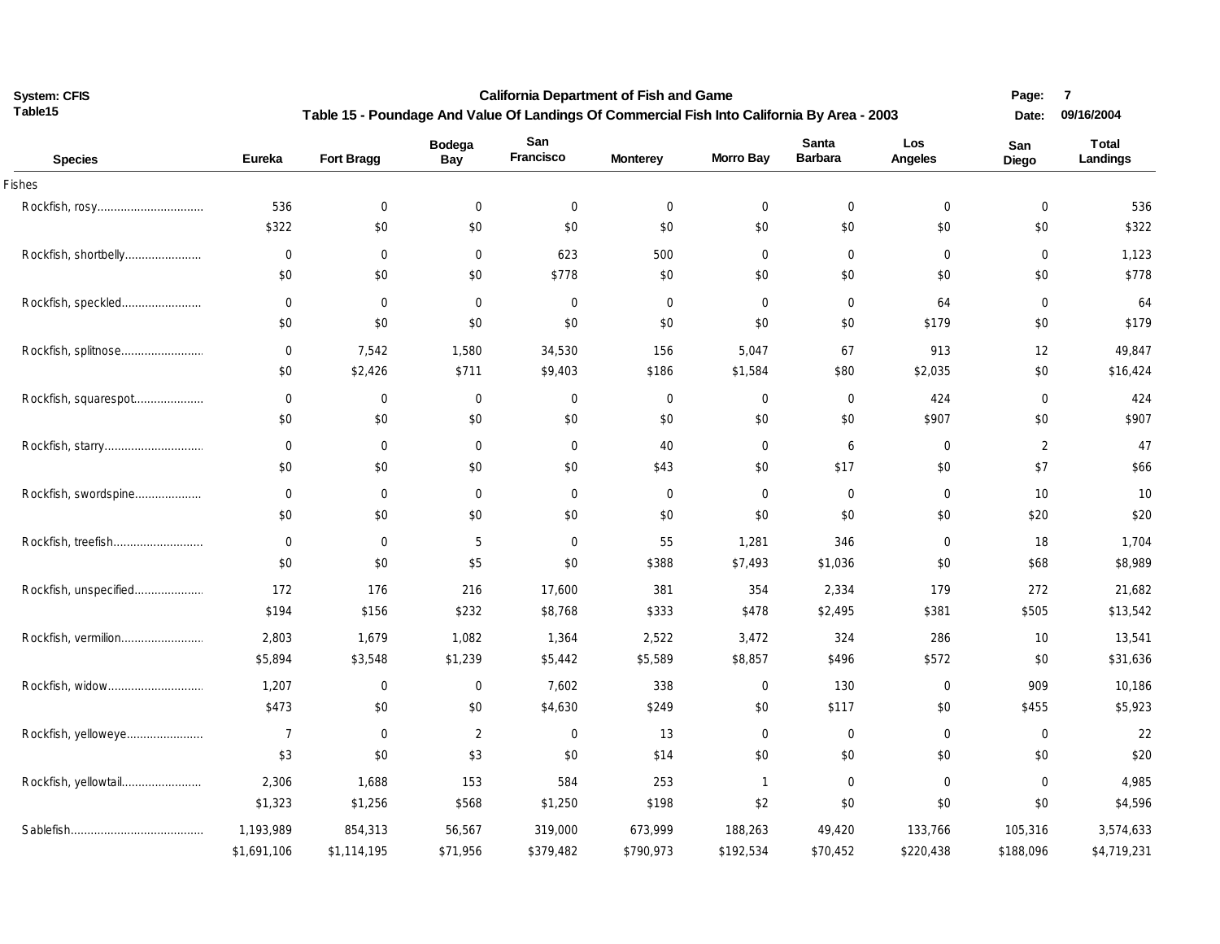California Department of Fish and Game

## Table 15 - Poundage And Value Of Landings Of Commercial Fish Into California By Area - 2003

| Species | Eureka | Fort Bragg | Bodega Bay | San Francisco | Monterey | Morro Bay | Santa Barbara | Los Angeles | San Diego | Total Landings |
|---|---|---|---|---|---|---|---|---|---|---|
| **Fishes** | | | | | | | | | | |
| Rockfish, rosy | 536 | 0 | 0 | 0 | 0 | 0 | 0 | 0 | 0 | 536 |
| | $322 | $0 | $0 | $0 | $0 | $0 | $0 | $0 | $0 | $322 |
| Rockfish, shortbelly | 0 | 0 | 0 | 623 | 500 | 0 | 0 | 0 | 0 | 1,123 |
| | $0 | $0 | $0 | $778 | $0 | $0 | $0 | $0 | $0 | $778 |
| Rockfish, speckled | 0 | 0 | 0 | 0 | 0 | 0 | 0 | 64 | 0 | 64 |
| | $0 | $0 | $0 | $0 | $0 | $0 | $0 | $179 | $0 | $179 |
| Rockfish, splitnose | 0 | 7,542 | 1,580 | 34,530 | 156 | 5,047 | 67 | 913 | 12 | 49,847 |
| | $0 | $2,426 | $711 | $9,403 | $186 | $1,584 | $80 | $2,035 | $0 | $16,424 |
| Rockfish, squarespot | 0 | 0 | 0 | 0 | 0 | 0 | 0 | 424 | 0 | 424 |
| | $0 | $0 | $0 | $0 | $0 | $0 | $0 | $907 | $0 | $907 |
| Rockfish, starry | 0 | 0 | 0 | 0 | 40 | 0 | 6 | 0 | 2 | 47 |
| | $0 | $0 | $0 | $0 | $43 | $0 | $17 | $0 | $7 | $66 |
| Rockfish, swordspine | 0 | 0 | 0 | 0 | 0 | 0 | 0 | 0 | 10 | 10 |
| | $0 | $0 | $0 | $0 | $0 | $0 | $0 | $0 | $20 | $20 |
| Rockfish, treefish | 0 | 0 | 5 | 0 | 55 | 1,281 | 346 | 0 | 18 | 1,704 |
| | $0 | $0 | $5 | $0 | $388 | $7,493 | $1,036 | $0 | $68 | $8,989 |
| Rockfish, unspecified | 172 | 176 | 216 | 17,600 | 381 | 354 | 2,334 | 179 | 272 | 21,682 |
| | $194 | $156 | $232 | $8,768 | $333 | $478 | $2,495 | $381 | $505 | $13,542 |
| Rockfish, vermilion | 2,803 | 1,679 | 1,082 | 1,364 | 2,522 | 3,472 | 324 | 286 | 10 | 13,541 |
| | $5,894 | $3,548 | $1,239 | $5,442 | $5,589 | $8,857 | $496 | $572 | $0 | $31,636 |
| Rockfish, widow | 1,207 | 0 | 0 | 7,602 | 338 | 0 | 130 | 0 | 909 | 10,186 |
| | $473 | $0 | $0 | $4,630 | $249 | $0 | $117 | $0 | $455 | $5,923 |
| Rockfish, yelloweye | 7 | 0 | 2 | 0 | 13 | 0 | 0 | 0 | 0 | 22 |
| | $3 | $0 | $3 | $0 | $14 | $0 | $0 | $0 | $0 | $20 |
| Rockfish, yellowtail | 2,306 | 1,688 | 153 | 584 | 253 | 1 | 0 | 0 | 0 | 4,985 |
| | $1,323 | $1,256 | $568 | $1,250 | $198 | $2 | $0 | $0 | $0 | $4,596 |
| Sablefish | 1,193,989 | 854,313 | 56,567 | 319,000 | 673,999 | 188,263 | 49,420 | 133,766 | 105,316 | 3,574,633 |
| | $1,691,106 | $1,114,195 | $71,956 | $379,482 | $790,973 | $192,534 | $70,452 | $220,438 | $188,096 | $4,719,231 |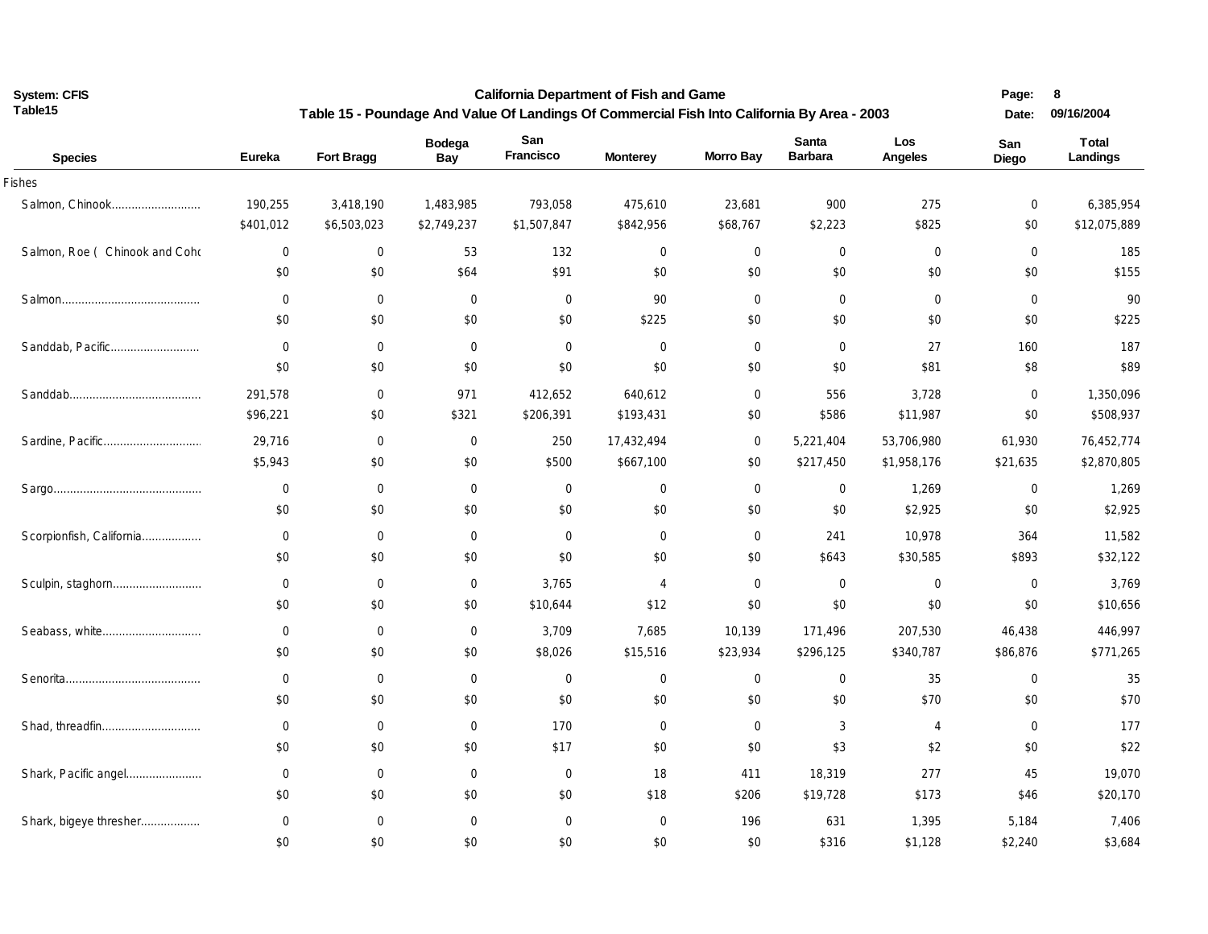California Department of Fish and Game

**Table 15 - Poundage And Value Of Landings Of Commercial Fish Into California By Area - 2003**

System: CFIS
Table15

| Species | Eureka | Fort Bragg | Bodega Bay | San Francisco | Monterey | Morro Bay | Santa Barbara | Los Angeles | San Diego | Total Landings |
|---|---|---|---|---|---|---|---|---|---|---|
| Fishes | | | | | | | | | | |
| Salmon, Chinook | 190,255 | 3,418,190 | 1,483,985 | 793,058 | 475,610 | 23,681 | 900 | 275 | 0 | 6,385,954 |
| | $401,012 | $6,503,023 | $2,749,237 | $1,507,847 | $842,956 | $68,767 | $2,223 | $825 | $0 | $12,075,889 |
| Salmon, Roe ( Chinook and Coho | 0 | 0 | 53 | 132 | 0 | 0 | 0 | 0 | 0 | 185 |
| | $0 | $0 | $64 | $91 | $0 | $0 | $0 | $0 | $0 | $155 |
| Salmon | 0 | 0 | 0 | 0 | 90 | 0 | 0 | 0 | 0 | 90 |
| | $0 | $0 | $0 | $0 | $225 | $0 | $0 | $0 | $0 | $225 |
| Sanddab, Pacific | 0 | 0 | 0 | 0 | 0 | 0 | 0 | 27 | 160 | 187 |
| | $0 | $0 | $0 | $0 | $0 | $0 | $0 | $81 | $8 | $89 |
| Sanddab | 291,578 | 0 | 971 | 412,652 | 640,612 | 0 | 556 | 3,728 | 0 | 1,350,096 |
| | $96,221 | $0 | $321 | $206,391 | $193,431 | $0 | $586 | $11,987 | $0 | $508,937 |
| Sardine, Pacific | 29,716 | 0 | 0 | 250 | 17,432,494 | 0 | 5,221,404 | 53,706,980 | 61,930 | 76,452,774 |
| | $5,943 | $0 | $0 | $500 | $667,100 | $0 | $217,450 | $1,958,176 | $21,635 | $2,870,805 |
| Sargo | 0 | 0 | 0 | 0 | 0 | 0 | 0 | 1,269 | 0 | 1,269 |
| | $0 | $0 | $0 | $0 | $0 | $0 | $0 | $2,925 | $0 | $2,925 |
| Scorpionfish, California | 0 | 0 | 0 | 0 | 0 | 0 | 241 | 10,978 | 364 | 11,582 |
| | $0 | $0 | $0 | $0 | $0 | $0 | $643 | $30,585 | $893 | $32,122 |
| Sculpin, staghorn | 0 | 0 | 0 | 3,765 | 4 | 0 | 0 | 0 | 0 | 3,769 |
| | $0 | $0 | $0 | $10,644 | $12 | $0 | $0 | $0 | $0 | $10,656 |
| Seabass, white | 0 | 0 | 0 | 3,709 | 7,685 | 10,139 | 171,496 | 207,530 | 46,438 | 446,997 |
| | $0 | $0 | $0 | $8,026 | $15,516 | $23,934 | $296,125 | $340,787 | $86,876 | $771,265 |
| Senorita | 0 | 0 | 0 | 0 | 0 | 0 | 0 | 35 | 0 | 35 |
| | $0 | $0 | $0 | $0 | $0 | $0 | $0 | $70 | $0 | $70 |
| Shad, threadfin | 0 | 0 | 0 | 170 | 0 | 0 | 3 | 4 | 0 | 177 |
| | $0 | $0 | $0 | $17 | $0 | $0 | $3 | $2 | $0 | $22 |
| Shark, Pacific angel | 0 | 0 | 0 | 0 | 18 | 411 | 18,319 | 277 | 45 | 19,070 |
| | $0 | $0 | $0 | $0 | $18 | $206 | $19,728 | $173 | $46 | $20,170 |
| Shark, bigeye thresher | 0 | 0 | 0 | 0 | 0 | 196 | 631 | 1,395 | 5,184 | 7,406 |
| | $0 | $0 | $0 | $0 | $0 | $0 | $316 | $1,128 | $2,240 | $3,684 |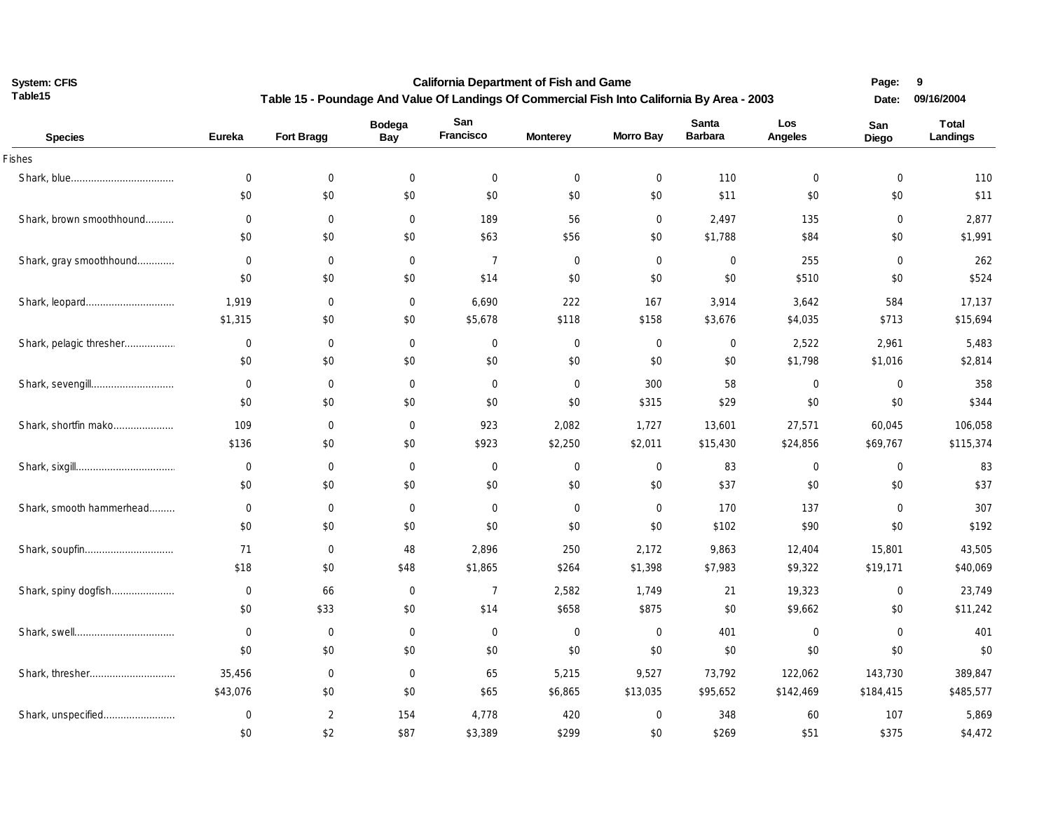California Department of Fish and Game

System: CFIS
Table15

## Table 15 - Poundage And Value Of Landings Of Commercial Fish Into California By Area - 2003

Date: 09/16/2004

| Species | Eureka | Fort Bragg | Bodega Bay | San Francisco | Monterey | Morro Bay | Santa Barbara | Los Angeles | San Diego | Total Landings |
|---|---|---|---|---|---|---|---|---|---|---|
| Fishes | | | | | | | | | | |
| Shark, blue | 0 | 0 | 0 | 0 | 0 | 0 | 110 | 0 | 0 | 110 |
| | $0 | $0 | $0 | $0 | $0 | $0 | $11 | $0 | $0 | $11 |
| Shark, brown smoothhound | 0 | 0 | 0 | 189 | 56 | 0 | 2,497 | 135 | 0 | 2,877 |
| | $0 | $0 | $0 | $63 | $56 | $0 | $1,788 | $84 | $0 | $1,991 |
| Shark, gray smoothhound | 0 | 0 | 0 | 7 | 0 | 0 | 0 | 255 | 0 | 262 |
| | $0 | $0 | $0 | $14 | $0 | $0 | $0 | $510 | $0 | $524 |
| Shark, leopard | 1,919 | 0 | 0 | 6,690 | 222 | 167 | 3,914 | 3,642 | 584 | 17,137 |
| | $1,315 | $0 | $0 | $5,678 | $118 | $158 | $3,676 | $4,035 | $713 | $15,694 |
| Shark, pelagic thresher | 0 | 0 | 0 | 0 | 0 | 0 | 0 | 2,522 | 2,961 | 5,483 |
| | $0 | $0 | $0 | $0 | $0 | $0 | $0 | $1,798 | $1,016 | $2,814 |
| Shark, sevengill | 0 | 0 | 0 | 0 | 0 | 300 | 58 | 0 | 0 | 358 |
| | $0 | $0 | $0 | $0 | $0 | $315 | $29 | $0 | $0 | $344 |
| Shark, shortfin mako | 109 | 0 | 0 | 923 | 2,082 | 1,727 | 13,601 | 27,571 | 60,045 | 106,058 |
| | $136 | $0 | $0 | $923 | $2,250 | $2,011 | $15,430 | $24,856 | $69,767 | $115,374 |
| Shark, sixgill | 0 | 0 | 0 | 0 | 0 | 0 | 83 | 0 | 0 | 83 |
| | $0 | $0 | $0 | $0 | $0 | $0 | $37 | $0 | $0 | $37 |
| Shark, smooth hammerhead | 0 | 0 | 0 | 0 | 0 | 0 | 170 | 137 | 0 | 307 |
| | $0 | $0 | $0 | $0 | $0 | $0 | $102 | $90 | $0 | $192 |
| Shark, soupfin | 71 | 0 | 48 | 2,896 | 250 | 2,172 | 9,863 | 12,404 | 15,801 | 43,505 |
| | $18 | $0 | $48 | $1,865 | $264 | $1,398 | $7,983 | $9,322 | $19,171 | $40,069 |
| Shark, spiny dogfish | 0 | 66 | 0 | 7 | 2,582 | 1,749 | 21 | 19,323 | 0 | 23,749 |
| | $0 | $33 | $0 | $14 | $658 | $875 | $0 | $9,662 | $0 | $11,242 |
| Shark, swell | 0 | 0 | 0 | 0 | 0 | 0 | 401 | 0 | 0 | 401 |
| | $0 | $0 | $0 | $0 | $0 | $0 | $0 | $0 | $0 | $0 |
| Shark, thresher | 35,456 | 0 | 0 | 65 | 5,215 | 9,527 | 73,792 | 122,062 | 143,730 | 389,847 |
| | $43,076 | $0 | $0 | $65 | $6,865 | $13,035 | $95,652 | $142,469 | $184,415 | $485,577 |
| Shark, unspecified | 0 | 2 | 154 | 4,778 | 420 | 0 | 348 | 60 | 107 | 5,869 |
| | $0 | $2 | $87 | $3,389 | $299 | $0 | $269 | $51 | $375 | $4,472 |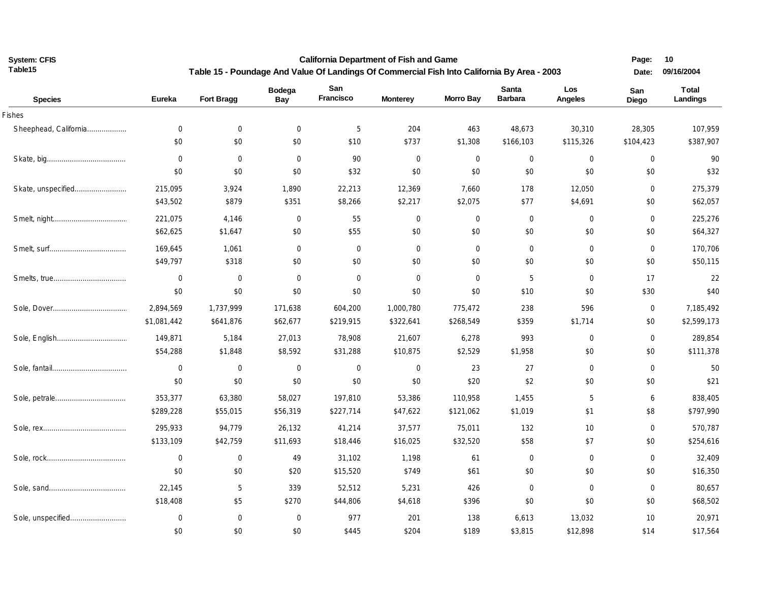System: CFIS
Table15

# California Department of Fish and Game

## Table 15 - Poundage And Value Of Landings Of Commercial Fish Into California By Area - 2003

Page: 10
Date: 09/16/2004

| Species | Eureka | Fort Bragg | Bodega Bay | San Francisco | Monterey | Morro Bay | Santa Barbara | Los Angeles | San Diego | Total Landings |
|---|---|---|---|---|---|---|---|---|---|---|
| **Fishes** | | | | | | | | | | |
| Sheephead, California | 0 | 0 | 0 | 5 | 204 | 463 | 48,673 | 30,310 | 28,305 | 107,959 |
| | $0 | $0 | $0 | $10 | $737 | $1,308 | $166,103 | $115,326 | $104,423 | $387,907 |
| Skate, big | 0 | 0 | 0 | 90 | 0 | 0 | 0 | 0 | 0 | 90 |
| | $0 | $0 | $0 | $32 | $0 | $0 | $0 | $0 | $0 | $32 |
| Skate, unspecified | 215,095 | 3,924 | 1,890 | 22,213 | 12,369 | 7,660 | 178 | 12,050 | 0 | 275,379 |
| | $43,502 | $879 | $351 | $8,266 | $2,217 | $2,075 | $77 | $4,691 | $0 | $62,057 |
| Smelt, night | 221,075 | 4,146 | 0 | 55 | 0 | 0 | 0 | 0 | 0 | 225,276 |
| | $62,625 | $1,647 | $0 | $55 | $0 | $0 | $0 | $0 | $0 | $64,327 |
| Smelt, surf | 169,645 | 1,061 | 0 | 0 | 0 | 0 | 0 | 0 | 0 | 170,706 |
| | $49,797 | $318 | $0 | $0 | $0 | $0 | $0 | $0 | $0 | $50,115 |
| Smelts, true | 0 | 0 | 0 | 0 | 0 | 0 | 5 | 0 | 17 | 22 |
| | $0 | $0 | $0 | $0 | $0 | $0 | $10 | $0 | $30 | $40 |
| Sole, Dover | 2,894,569 | 1,737,999 | 171,638 | 604,200 | 1,000,780 | 775,472 | 238 | 596 | 0 | 7,185,492 |
| | $1,081,442 | $641,876 | $62,677 | $219,915 | $322,641 | $268,549 | $359 | $1,714 | $0 | $2,599,173 |
| Sole, English | 149,871 | 5,184 | 27,013 | 78,908 | 21,607 | 6,278 | 993 | 0 | 0 | 289,854 |
| | $54,288 | $1,848 | $8,592 | $31,288 | $10,875 | $2,529 | $1,958 | $0 | $0 | $111,378 |
| Sole, fantail | 0 | 0 | 0 | 0 | 0 | 23 | 27 | 0 | 0 | 50 |
| | $0 | $0 | $0 | $0 | $0 | $20 | $2 | $0 | $0 | $21 |
| Sole, petrale | 353,377 | 63,380 | 58,027 | 197,810 | 53,386 | 110,958 | 1,455 | 5 | 6 | 838,405 |
| | $289,228 | $55,015 | $56,319 | $227,714 | $47,622 | $121,062 | $1,019 | $1 | $8 | $797,990 |
| Sole, rex | 295,933 | 94,779 | 26,132 | 41,214 | 37,577 | 75,011 | 132 | 10 | 0 | 570,787 |
| | $133,109 | $42,759 | $11,693 | $18,446 | $16,025 | $32,520 | $58 | $7 | $0 | $254,616 |
| Sole, rock | 0 | 0 | 49 | 31,102 | 1,198 | 61 | 0 | 0 | 0 | 32,409 |
| | $0 | $0 | $20 | $15,520 | $749 | $61 | $0 | $0 | $0 | $16,350 |
| Sole, sand | 22,145 | 5 | 339 | 52,512 | 5,231 | 426 | 0 | 0 | 0 | 80,657 |
| | $18,408 | $5 | $270 | $44,806 | $4,618 | $396 | $0 | $0 | $0 | $68,502 |
| Sole, unspecified | 0 | 0 | 0 | 977 | 201 | 138 | 6,613 | 13,032 | 10 | 20,971 |
| | $0 | $0 | $0 | $445 | $204 | $189 | $3,815 | $12,898 | $14 | $17,564 |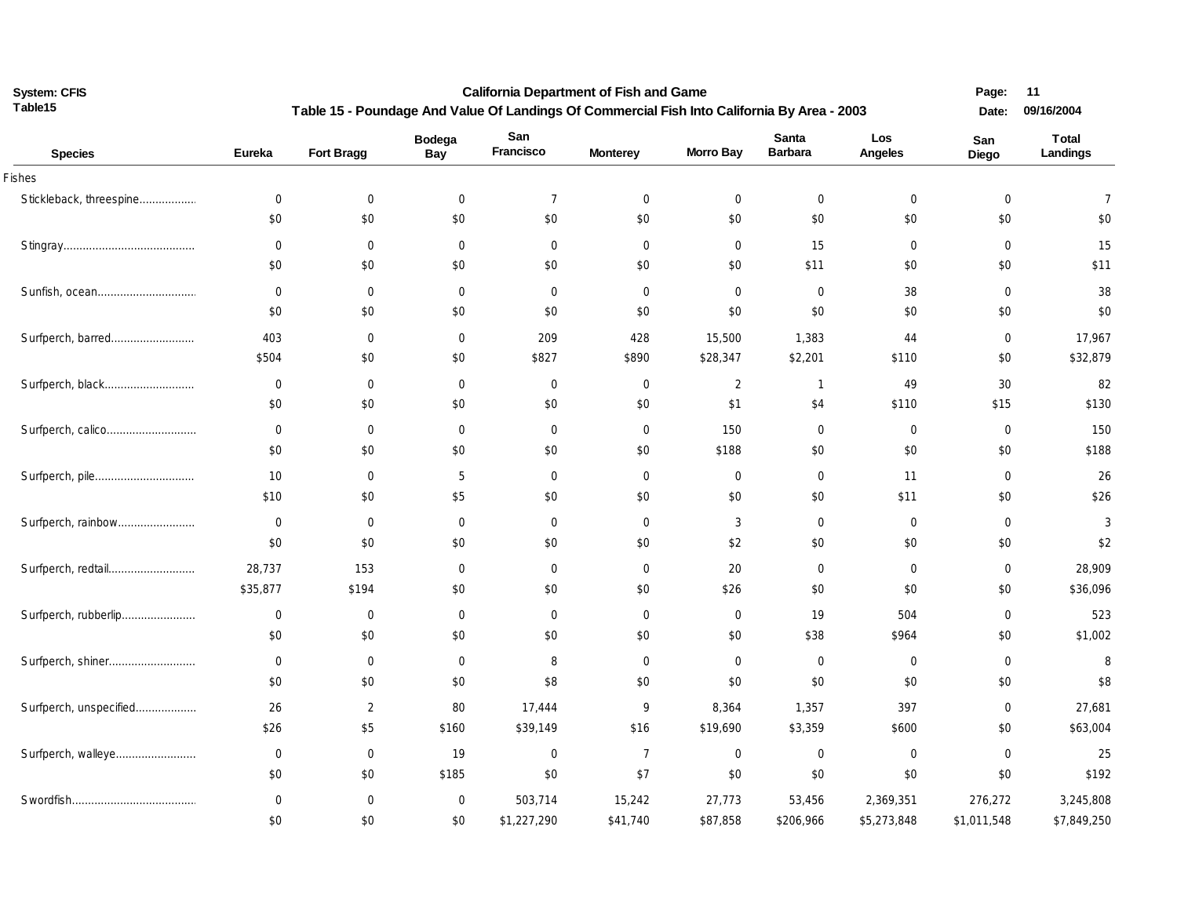California Department of Fish and Game

Table 15 - Poundage And Value Of Landings Of Commercial Fish Into California By Area - 2003

System: CFIS
Table15

Date: 09/16/2004

| Species | Eureka | Fort Bragg | Bodega Bay | San Francisco | Monterey | Morro Bay | Santa Barbara | Los Angeles | San Diego | Total Landings |
|---|---|---|---|---|---|---|---|---|---|---|
| Fishes | | | | | | | | | | |
| Stickleback, threespine | 0 | 0 | 0 | 7 | 0 | 0 | 0 | 0 | 0 | 7 |
| | $0 | $0 | $0 | $0 | $0 | $0 | $0 | $0 | $0 | $0 |
| Stingray | 0 | 0 | 0 | 0 | 0 | 0 | 15 | 0 | 0 | 15 |
| | $0 | $0 | $0 | $0 | $0 | $0 | $11 | $0 | $0 | $11 |
| Sunfish, ocean | 0 | 0 | 0 | 0 | 0 | 0 | 0 | 38 | 0 | 38 |
| | $0 | $0 | $0 | $0 | $0 | $0 | $0 | $0 | $0 | $0 |
| Surfperch, barred | 403 | 0 | 0 | 209 | 428 | 15,500 | 1,383 | 44 | 0 | 17,967 |
| | $504 | $0 | $0 | $827 | $890 | $28,347 | $2,201 | $110 | $0 | $32,879 |
| Surfperch, black | 0 | 0 | 0 | 0 | 0 | 2 | 1 | 49 | 30 | 82 |
| | $0 | $0 | $0 | $0 | $0 | $1 | $4 | $110 | $15 | $130 |
| Surfperch, calico | 0 | 0 | 0 | 0 | 0 | 150 | 0 | 0 | 0 | 150 |
| | $0 | $0 | $0 | $0 | $0 | $188 | $0 | $0 | $0 | $188 |
| Surfperch, pile | 10 | 0 | 5 | 0 | 0 | 0 | 0 | 11 | 0 | 26 |
| | $10 | $0 | $5 | $0 | $0 | $0 | $0 | $11 | $0 | $26 |
| Surfperch, rainbow | 0 | 0 | 0 | 0 | 0 | 3 | 0 | 0 | 0 | 3 |
| | $0 | $0 | $0 | $0 | $0 | $2 | $0 | $0 | $0 | $2 |
| Surfperch, redtail | 28,737 | 153 | 0 | 0 | 0 | 20 | 0 | 0 | 0 | 28,909 |
| | $35,877 | $194 | $0 | $0 | $0 | $26 | $0 | $0 | $0 | $36,096 |
| Surfperch, rubberlip | 0 | 0 | 0 | 0 | 0 | 0 | 19 | 504 | 0 | 523 |
| | $0 | $0 | $0 | $0 | $0 | $0 | $38 | $964 | $0 | $1,002 |
| Surfperch, shiner | 0 | 0 | 0 | 8 | 0 | 0 | 0 | 0 | 0 | 8 |
| | $0 | $0 | $0 | $8 | $0 | $0 | $0 | $0 | $0 | $8 |
| Surfperch, unspecified | 26 | 2 | 80 | 17,444 | 9 | 8,364 | 1,357 | 397 | 0 | 27,681 |
| | $26 | $5 | $160 | $39,149 | $16 | $19,690 | $3,359 | $600 | $0 | $63,004 |
| Surfperch, walleye | 0 | 0 | 19 | 0 | 7 | 0 | 0 | 0 | 0 | 25 |
| | $0 | $0 | $185 | $0 | $7 | $0 | $0 | $0 | $0 | $192 |
| Swordfish | 0 | 0 | 0 | 503,714 | 15,242 | 27,773 | 53,456 | 2,369,351 | 276,272 | 3,245,808 |
| | $0 | $0 | $0 | $1,227,290 | $41,740 | $87,858 | $206,966 | $5,273,848 | $1,011,548 | $7,849,250 |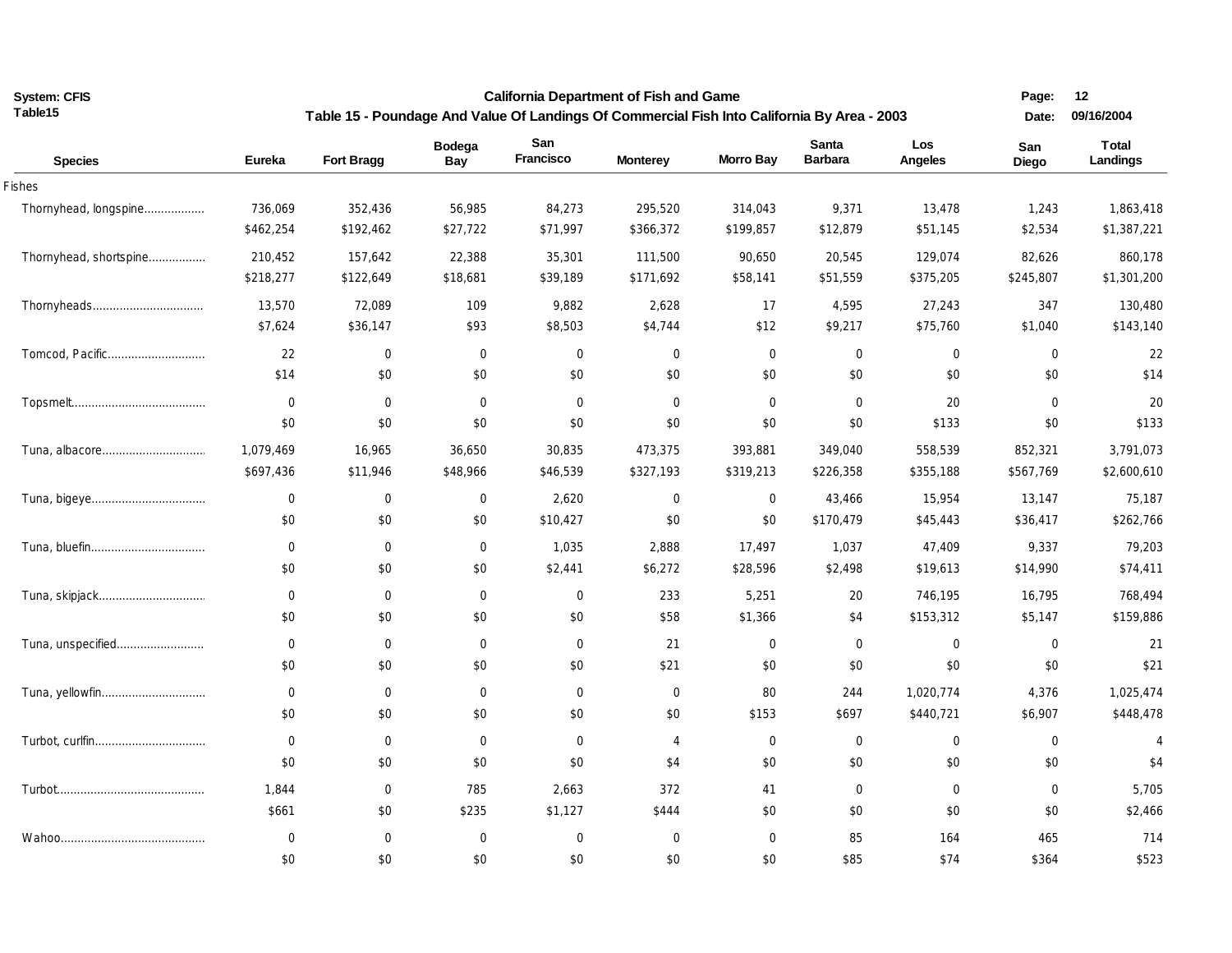California Department of Fish and Game

## Table 15 - Poundage And Value Of Landings Of Commercial Fish Into California By Area - 2003

| Species | Eureka | Fort Bragg | Bodega Bay | San Francisco | Monterey | Morro Bay | Santa Barbara | Los Angeles | San Diego | Total Landings |
|---|---|---|---|---|---|---|---|---|---|---|
| Fishes | | | | | | | | | | |
| Thornyhead, longspine | 736,069 | 352,436 | 56,985 | 84,273 | 295,520 | 314,043 | 9,371 | 13,478 | 1,243 | 1,863,418 |
| | $462,254 | $192,462 | $27,722 | $71,997 | $366,372 | $199,857 | $12,879 | $51,145 | $2,534 | $1,387,221 |
| Thornyhead, shortspine | 210,452 | 157,642 | 22,388 | 35,301 | 111,500 | 90,650 | 20,545 | 129,074 | 82,626 | 860,178 |
| | $218,277 | $122,649 | $18,681 | $39,189 | $171,692 | $58,141 | $51,559 | $375,205 | $245,807 | $1,301,200 |
| Thornyheads | 13,570 | 72,089 | 109 | 9,882 | 2,628 | 17 | 4,595 | 27,243 | 347 | 130,480 |
| | $7,624 | $36,147 | $93 | $8,503 | $4,744 | $12 | $9,217 | $75,760 | $1,040 | $143,140 |
| Tomcod, Pacific | 22 | 0 | 0 | 0 | 0 | 0 | 0 | 0 | 0 | 22 |
| | $14 | $0 | $0 | $0 | $0 | $0 | $0 | $0 | $0 | $14 |
| Topsmelt | 0 | 0 | 0 | 0 | 0 | 0 | 0 | 20 | 0 | 20 |
| | $0 | $0 | $0 | $0 | $0 | $0 | $0 | $133 | $0 | $133 |
| Tuna, albacore | 1,079,469 | 16,965 | 36,650 | 30,835 | 473,375 | 393,881 | 349,040 | 558,539 | 852,321 | 3,791,073 |
| | $697,436 | $11,946 | $48,966 | $46,539 | $327,193 | $319,213 | $226,358 | $355,188 | $567,769 | $2,600,610 |
| Tuna, bigeye | 0 | 0 | 0 | 2,620 | 0 | 0 | 43,466 | 15,954 | 13,147 | 75,187 |
| | $0 | $0 | $0 | $10,427 | $0 | $0 | $170,479 | $45,443 | $36,417 | $262,766 |
| Tuna, bluefin | 0 | 0 | 0 | 1,035 | 2,888 | 17,497 | 1,037 | 47,409 | 9,337 | 79,203 |
| | $0 | $0 | $0 | $2,441 | $6,272 | $28,596 | $2,498 | $19,613 | $14,990 | $74,411 |
| Tuna, skipjack | 0 | 0 | 0 | 0 | 233 | 5,251 | 20 | 746,195 | 16,795 | 768,494 |
| | $0 | $0 | $0 | $0 | $58 | $1,366 | $4 | $153,312 | $5,147 | $159,886 |
| Tuna, unspecified | 0 | 0 | 0 | 0 | 21 | 0 | 0 | 0 | 0 | 21 |
| | $0 | $0 | $0 | $0 | $21 | $0 | $0 | $0 | $0 | $21 |
| Tuna, yellowfin | 0 | 0 | 0 | 0 | 0 | 80 | 244 | 1,020,774 | 4,376 | 1,025,474 |
| | $0 | $0 | $0 | $0 | $0 | $153 | $697 | $440,721 | $6,907 | $448,478 |
| Turbot, curlfin | 0 | 0 | 0 | 0 | 4 | 0 | 0 | 0 | 0 | 4 |
| | $0 | $0 | $0 | $0 | $4 | $0 | $0 | $0 | $0 | $4 |
| Turbot | 1,844 | 0 | 785 | 2,663 | 372 | 41 | 0 | 0 | 0 | 5,705 |
| | $661 | $0 | $235 | $1,127 | $444 | $0 | $0 | $0 | $0 | $2,466 |
| Wahoo | 0 | 0 | 0 | 0 | 0 | 0 | 85 | 164 | 465 | 714 |
| | $0 | $0 | $0 | $0 | $0 | $0 | $85 | $74 | $364 | $523 |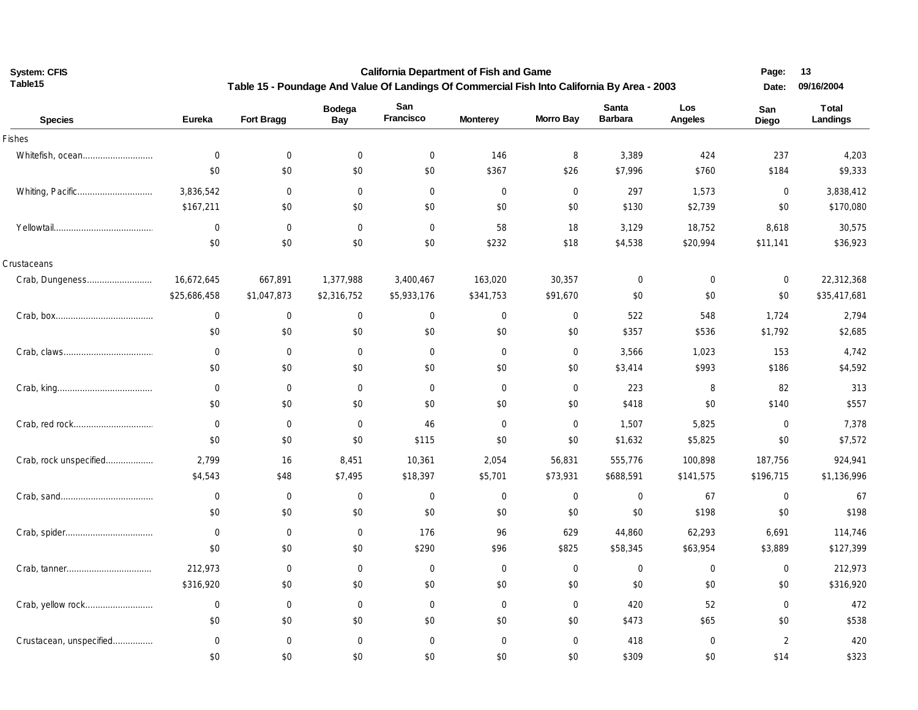# California Department of Fish and Game

## Table 15 - Poundage And Value Of Landings Of Commercial Fish Into California By Area - 2003

System: CFIS
Table15

| Species | Eureka | Fort Bragg | Bodega Bay | San Francisco | Monterey | Morro Bay | Santa Barbara | Los Angeles | San Diego | Total Landings |
|---|---|---|---|---|---|---|---|---|---|---|
| **Fishes** | | | | | | | | | | |
| Whitefish, ocean | 0 | 0 | 0 | 0 | 146 | 8 | 3,389 | 424 | 237 | 4,203 |
| | $0 | $0 | $0 | $0 | $367 | $26 | $7,996 | $760 | $184 | $9,333 |
| Whiting, Pacific | 3,836,542 | 0 | 0 | 0 | 0 | 0 | 297 | 1,573 | 0 | 3,838,412 |
| | $167,211 | $0 | $0 | $0 | $0 | $0 | $130 | $2,739 | $0 | $170,080 |
| Yellowtail | 0 | 0 | 0 | 0 | 58 | 18 | 3,129 | 18,752 | 8,618 | 30,575 |
| | $0 | $0 | $0 | $0 | $232 | $18 | $4,538 | $20,994 | $11,141 | $36,923 |
| **Crustaceans** | | | | | | | | | | |
| Crab, Dungeness | 16,672,645 | 667,891 | 1,377,988 | 3,400,467 | 163,020 | 30,357 | 0 | 0 | 0 | 22,312,368 |
| | $25,686,458 | $1,047,873 | $2,316,752 | $5,933,176 | $341,753 | $91,670 | $0 | $0 | $0 | $35,417,681 |
| Crab, box | 0 | 0 | 0 | 0 | 0 | 0 | 522 | 548 | 1,724 | 2,794 |
| | $0 | $0 | $0 | $0 | $0 | $0 | $357 | $536 | $1,792 | $2,685 |
| Crab, claws | 0 | 0 | 0 | 0 | 0 | 0 | 3,566 | 1,023 | 153 | 4,742 |
| | $0 | $0 | $0 | $0 | $0 | $0 | $3,414 | $993 | $186 | $4,592 |
| Crab, king | 0 | 0 | 0 | 0 | 0 | 0 | 223 | 8 | 82 | 313 |
| | $0 | $0 | $0 | $0 | $0 | $0 | $418 | $0 | $140 | $557 |
| Crab, red rock | 0 | 0 | 0 | 46 | 0 | 0 | 1,507 | 5,825 | 0 | 7,378 |
| | $0 | $0 | $0 | $115 | $0 | $0 | $1,632 | $5,825 | $0 | $7,572 |
| Crab, rock unspecified | 2,799 | 16 | 8,451 | 10,361 | 2,054 | 56,831 | 555,776 | 100,898 | 187,756 | 924,941 |
| | $4,543 | $48 | $7,495 | $18,397 | $5,701 | $73,931 | $688,591 | $141,575 | $196,715 | $1,136,996 |
| Crab, sand | 0 | 0 | 0 | 0 | 0 | 0 | 0 | 67 | 0 | 67 |
| | $0 | $0 | $0 | $0 | $0 | $0 | $0 | $198 | $0 | $198 |
| Crab, spider | 0 | 0 | 0 | 176 | 96 | 629 | 44,860 | 62,293 | 6,691 | 114,746 |
| | $0 | $0 | $0 | $290 | $96 | $825 | $58,345 | $63,954 | $3,889 | $127,399 |
| Crab, tanner | 212,973 | 0 | 0 | 0 | 0 | 0 | 0 | 0 | 0 | 212,973 |
| | $316,920 | $0 | $0 | $0 | $0 | $0 | $0 | $0 | $0 | $316,920 |
| Crab, yellow rock | 0 | 0 | 0 | 0 | 0 | 0 | 420 | 52 | 0 | 472 |
| | $0 | $0 | $0 | $0 | $0 | $0 | $473 | $65 | $0 | $538 |
| Crustacean, unspecified | 0 | 0 | 0 | 0 | 0 | 0 | 418 | 0 | 2 | 420 |
| | $0 | $0 | $0 | $0 | $0 | $0 | $309 | $0 | $14 | $323 |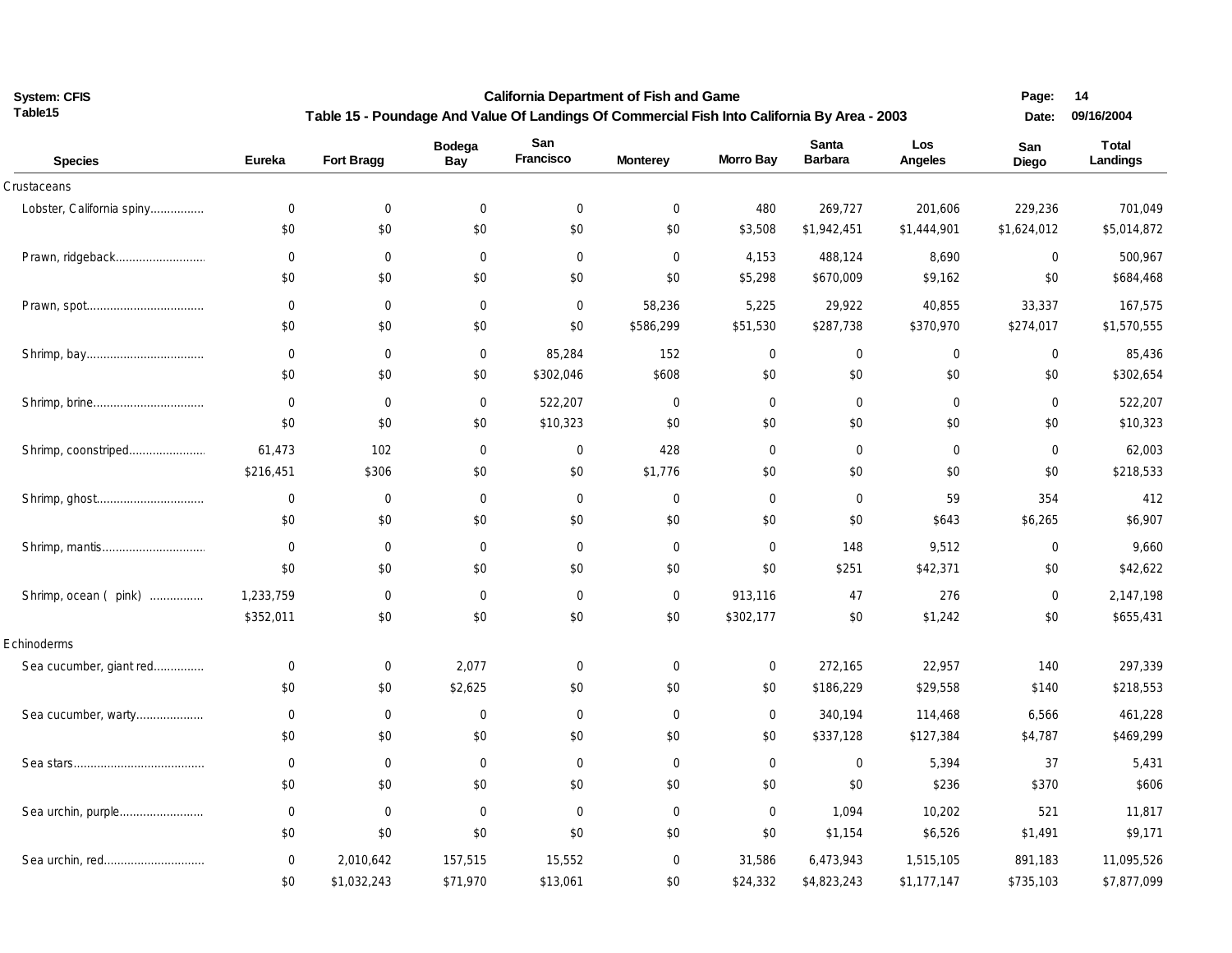System: CFIS
Table15

# California Department of Fish and Game

## Table 15 - Poundage And Value Of Landings Of Commercial Fish Into California By Area - 2003

Page: 14
Date: 09/16/2004

| Species | Eureka | Fort Bragg | Bodega Bay | San Francisco | Monterey | Morro Bay | Santa Barbara | Los Angeles | San Diego | Total Landings |
|---|---|---|---|---|---|---|---|---|---|---|
| **Crustaceans** | | | | | | | | | | |
| Lobster, California spiny | 0 | 0 | 0 | 0 | 0 | 480 | 269,727 | 201,606 | 229,236 | 701,049 |
| | $0 | $0 | $0 | $0 | $0 | $3,508 | $1,942,451 | $1,444,901 | $1,624,012 | $5,014,872 |
| Prawn, ridgeback | 0 | 0 | 0 | 0 | 0 | 4,153 | 488,124 | 8,690 | 0 | 500,967 |
| | $0 | $0 | $0 | $0 | $0 | $5,298 | $670,009 | $9,162 | $0 | $684,468 |
| Prawn, spot | 0 | 0 | 0 | 0 | 58,236 | 5,225 | 29,922 | 40,855 | 33,337 | 167,575 |
| | $0 | $0 | $0 | $0 | $586,299 | $51,530 | $287,738 | $370,970 | $274,017 | $1,570,555 |
| Shrimp, bay | 0 | 0 | 0 | 85,284 | 152 | 0 | 0 | 0 | 0 | 85,436 |
| | $0 | $0 | $0 | $302,046 | $608 | $0 | $0 | $0 | $0 | $302,654 |
| Shrimp, brine | 0 | 0 | 0 | 522,207 | 0 | 0 | 0 | 0 | 0 | 522,207 |
| | $0 | $0 | $0 | $10,323 | $0 | $0 | $0 | $0 | $0 | $10,323 |
| Shrimp, coonstriped | 61,473 | 102 | 0 | 0 | 428 | 0 | 0 | 0 | 0 | 62,003 |
| | $216,451 | $306 | $0 | $0 | $1,776 | $0 | $0 | $0 | $0 | $218,533 |
| Shrimp, ghost | 0 | 0 | 0 | 0 | 0 | 0 | 0 | 59 | 354 | 412 |
| | $0 | $0 | $0 | $0 | $0 | $0 | $0 | $643 | $6,265 | $6,907 |
| Shrimp, mantis | 0 | 0 | 0 | 0 | 0 | 0 | 148 | 9,512 | 0 | 9,660 |
| | $0 | $0 | $0 | $0 | $0 | $0 | $251 | $42,371 | $0 | $42,622 |
| Shrimp, ocean ( pink) | 1,233,759 | 0 | 0 | 0 | 0 | 913,116 | 47 | 276 | 0 | 2,147,198 |
| | $352,011 | $0 | $0 | $0 | $0 | $302,177 | $0 | $1,242 | $0 | $655,431 |
| **Echinoderms** | | | | | | | | | | |
| Sea cucumber, giant red | 0 | 0 | 2,077 | 0 | 0 | 0 | 272,165 | 22,957 | 140 | 297,339 |
| | $0 | $0 | $2,625 | $0 | $0 | $0 | $186,229 | $29,558 | $140 | $218,553 |
| Sea cucumber, warty | 0 | 0 | 0 | 0 | 0 | 0 | 340,194 | 114,468 | 6,566 | 461,228 |
| | $0 | $0 | $0 | $0 | $0 | $0 | $337,128 | $127,384 | $4,787 | $469,299 |
| Sea stars | 0 | 0 | 0 | 0 | 0 | 0 | 0 | 5,394 | 37 | 5,431 |
| | $0 | $0 | $0 | $0 | $0 | $0 | $0 | $236 | $370 | $606 |
| Sea urchin, purple | 0 | 0 | 0 | 0 | 0 | 0 | 1,094 | 10,202 | 521 | 11,817 |
| | $0 | $0 | $0 | $0 | $0 | $0 | $1,154 | $6,526 | $1,491 | $9,171 |
| Sea urchin, red | 0 | 2,010,642 | 157,515 | 15,552 | 0 | 31,586 | 6,473,943 | 1,515,105 | 891,183 | 11,095,526 |
| | $0 | $1,032,243 | $71,970 | $13,061 | $0 | $24,332 | $4,823,243 | $1,177,147 | $735,103 | $7,877,099 |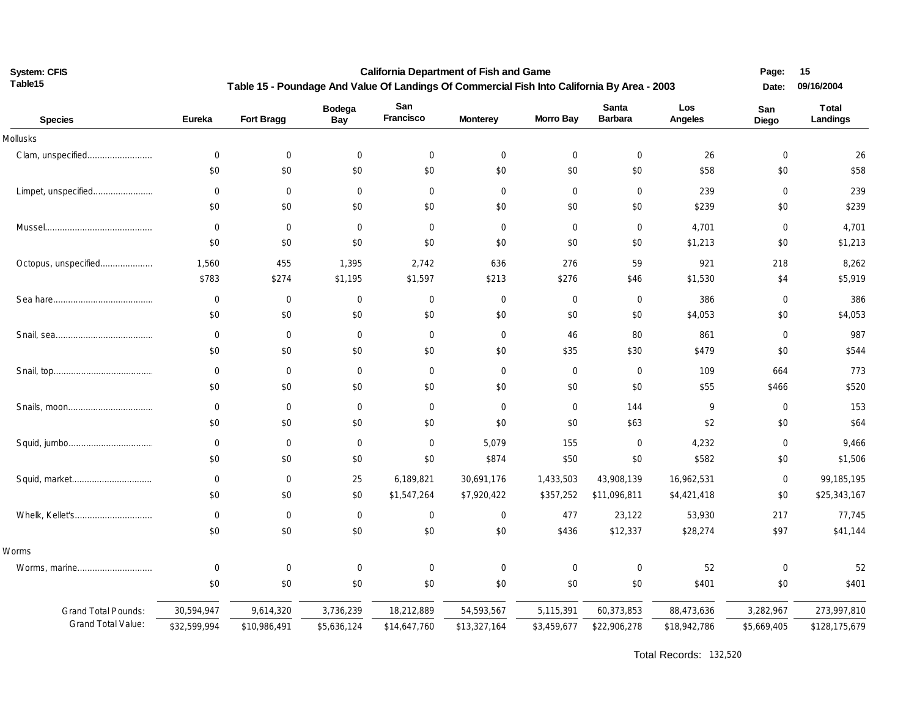System: CFIS
Table15

# California Department of Fish and Game

## Table 15 - Poundage And Value Of Landings Of Commercial Fish Into California By Area - 2003

Page: 15
Date: 09/16/2004

| Species | Eureka | Fort Bragg | Bodega Bay | San Francisco | Monterey | Morro Bay | Santa Barbara | Los Angeles | San Diego | Total Landings |
|---|---|---|---|---|---|---|---|---|---|---|
| **Mollusks** | | | | | | | | | | |
| Clam, unspecified | 0 | 0 | 0 | 0 | 0 | 0 | 0 | 26 | 0 | 26 |
| | $0 | $0 | $0 | $0 | $0 | $0 | $0 | $58 | $0 | $58 |
| Limpet, unspecified | 0 | 0 | 0 | 0 | 0 | 0 | 0 | 239 | 0 | 239 |
| | $0 | $0 | $0 | $0 | $0 | $0 | $0 | $239 | $0 | $239 |
| Mussel | 0 | 0 | 0 | 0 | 0 | 0 | 0 | 4,701 | 0 | 4,701 |
| | $0 | $0 | $0 | $0 | $0 | $0 | $0 | $1,213 | $0 | $1,213 |
| Octopus, unspecified | 1,560 | 455 | 1,395 | 2,742 | 636 | 276 | 59 | 921 | 218 | 8,262 |
| | $783 | $274 | $1,195 | $1,597 | $213 | $276 | $46 | $1,530 | $4 | $5,919 |
| Sea hare | 0 | 0 | 0 | 0 | 0 | 0 | 0 | 386 | 0 | 386 |
| | $0 | $0 | $0 | $0 | $0 | $0 | $0 | $4,053 | $0 | $4,053 |
| Snail, sea | 0 | 0 | 0 | 0 | 0 | 46 | 80 | 861 | 0 | 987 |
| | $0 | $0 | $0 | $0 | $0 | $35 | $30 | $479 | $0 | $544 |
| Snail, top | 0 | 0 | 0 | 0 | 0 | 0 | 0 | 109 | 664 | 773 |
| | $0 | $0 | $0 | $0 | $0 | $0 | $0 | $55 | $466 | $520 |
| Snails, moon | 0 | 0 | 0 | 0 | 0 | 0 | 144 | 9 | 0 | 153 |
| | $0 | $0 | $0 | $0 | $0 | $0 | $63 | $2 | $0 | $64 |
| Squid, jumbo | 0 | 0 | 0 | 0 | 5,079 | 155 | 0 | 4,232 | 0 | 9,466 |
| | $0 | $0 | $0 | $0 | $874 | $50 | $0 | $582 | $0 | $1,506 |
| Squid, market | 0 | 0 | 25 | 6,189,821 | 30,691,176 | 1,433,503 | 43,908,139 | 16,962,531 | 0 | 99,185,195 |
| | $0 | $0 | $0 | $1,547,264 | $7,920,422 | $357,252 | $11,096,811 | $4,421,418 | $0 | $25,343,167 |
| Whelk, Kellet's | 0 | 0 | 0 | 0 | 0 | 477 | 23,122 | 53,930 | 217 | 77,745 |
| | $0 | $0 | $0 | $0 | $0 | $436 | $12,337 | $28,274 | $97 | $41,144 |
| **Worms** | | | | | | | | | | |
| Worms, marine | 0 | 0 | 0 | 0 | 0 | 0 | 0 | 52 | 0 | 52 |
| | $0 | $0 | $0 | $0 | $0 | $0 | $0 | $401 | $0 | $401 |
| Grand Total Pounds: | 30,594,947 | 9,614,320 | 3,736,239 | 18,212,889 | 54,593,567 | 5,115,391 | 60,373,853 | 88,473,636 | 3,282,967 | 273,997,810 |
| Grand Total Value: | $32,599,994 | $10,986,491 | $5,636,124 | $14,647,760 | $13,327,164 | $3,459,677 | $22,906,278 | $18,942,786 | $5,669,405 | $128,175,679 |

Total Records: 132,520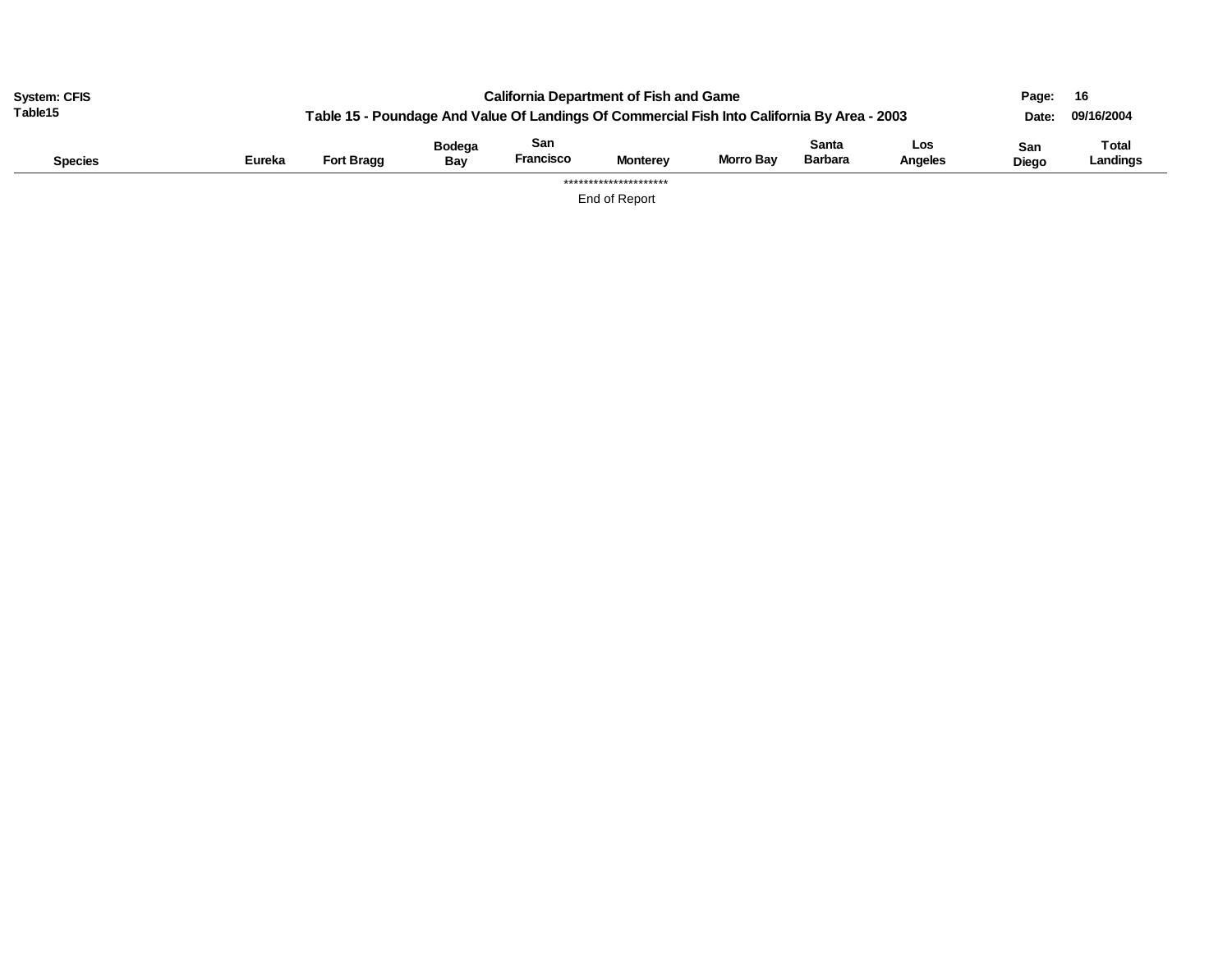# California Department of Fish and Game

## Table 15 - Poundage And Value Of Landings Of Commercial Fish Into California By Area - 2003

| Species | Eureka | Fort Bragg | Bodega Bay | San Francisco | Monterey | Morro Bay | Santa Barbara | Los Angeles | San Diego | Total Landings |
|---|---|---|---|---|---|---|---|---|---|---|

********************

End of Report